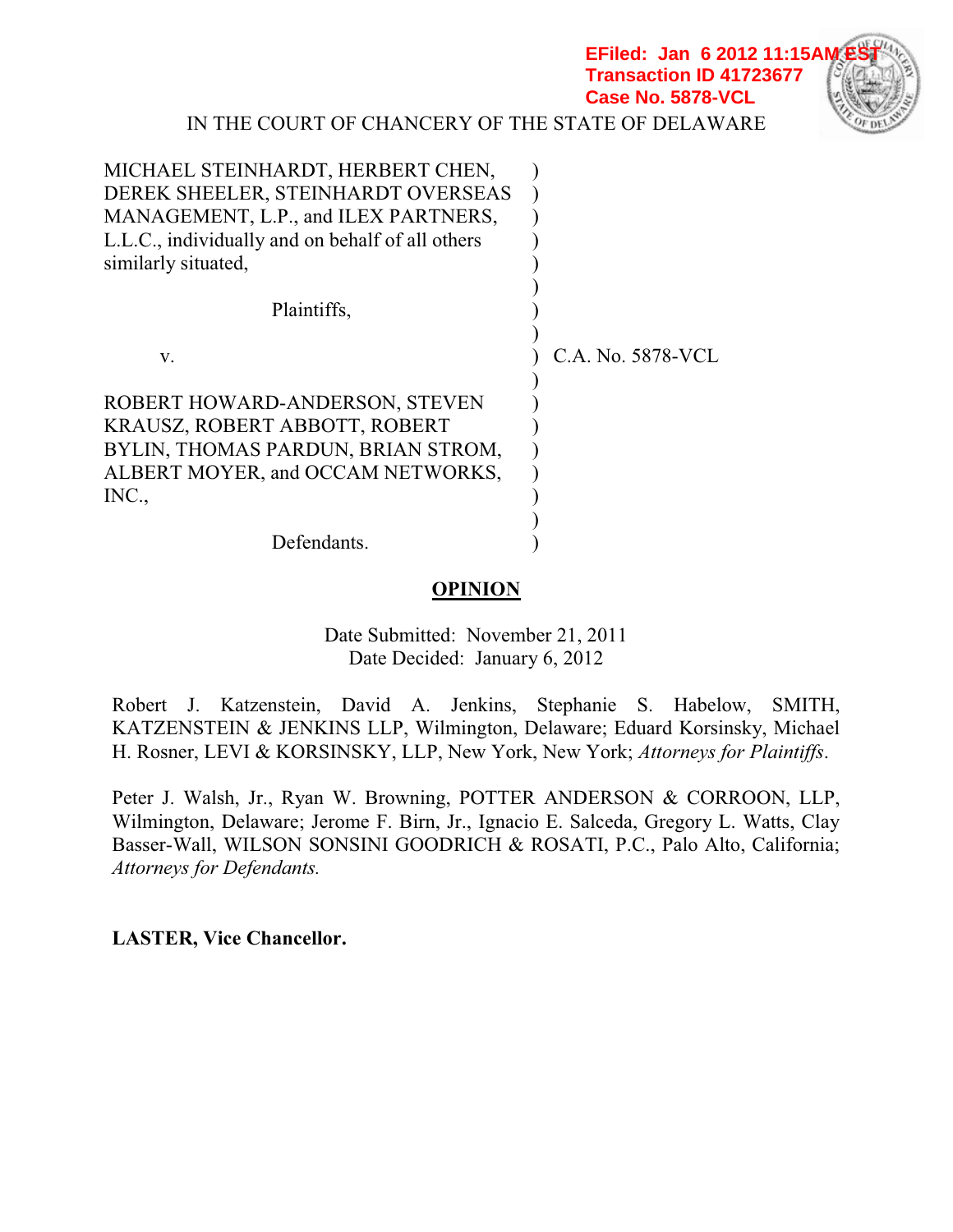EFiled: Jan 6 2012 11:15AM EST
Transaction ID 41723677
Case No. 5878-VCL

IN THE COURT OF CHANCERY OF THE STATE OF DELAWARE

MICHAEL STEINHARDT, HERBERT CHEN, DEREK SHEELER, STEINHARDT OVERSEAS MANAGEMENT, L.P., and ILEX PARTNERS, L.L.C., individually and on behalf of all others similarly situated,

Plaintiffs,

v.

ROBERT HOWARD-ANDERSON, STEVEN KRAUSZ, ROBERT ABBOTT, ROBERT BYLIN, THOMAS PARDUN, BRIAN STROM, ALBERT MOYER, and OCCAM NETWORKS, INC.,

Defendants.

C.A. No. 5878-VCL

**OPINION**

Date Submitted: November 21, 2011
Date Decided: January 6, 2012

Robert J. Katzenstein, David A. Jenkins, Stephanie S. Habelow, SMITH, KATZENSTEIN & JENKINS LLP, Wilmington, Delaware; Eduard Korsinsky, Michael H. Rosner, LEVI & KORSINSKY, LLP, New York, New York; *Attorneys for Plaintiffs*.

Peter J. Walsh, Jr., Ryan W. Browning, POTTER ANDERSON & CORROON, LLP, Wilmington, Delaware; Jerome F. Birn, Jr., Ignacio E. Salceda, Gregory L. Watts, Clay Basser-Wall, WILSON SONSINI GOODRICH & ROSATI, P.C., Palo Alto, California; *Attorneys for Defendants.*

**LASTER, Vice Chancellor.**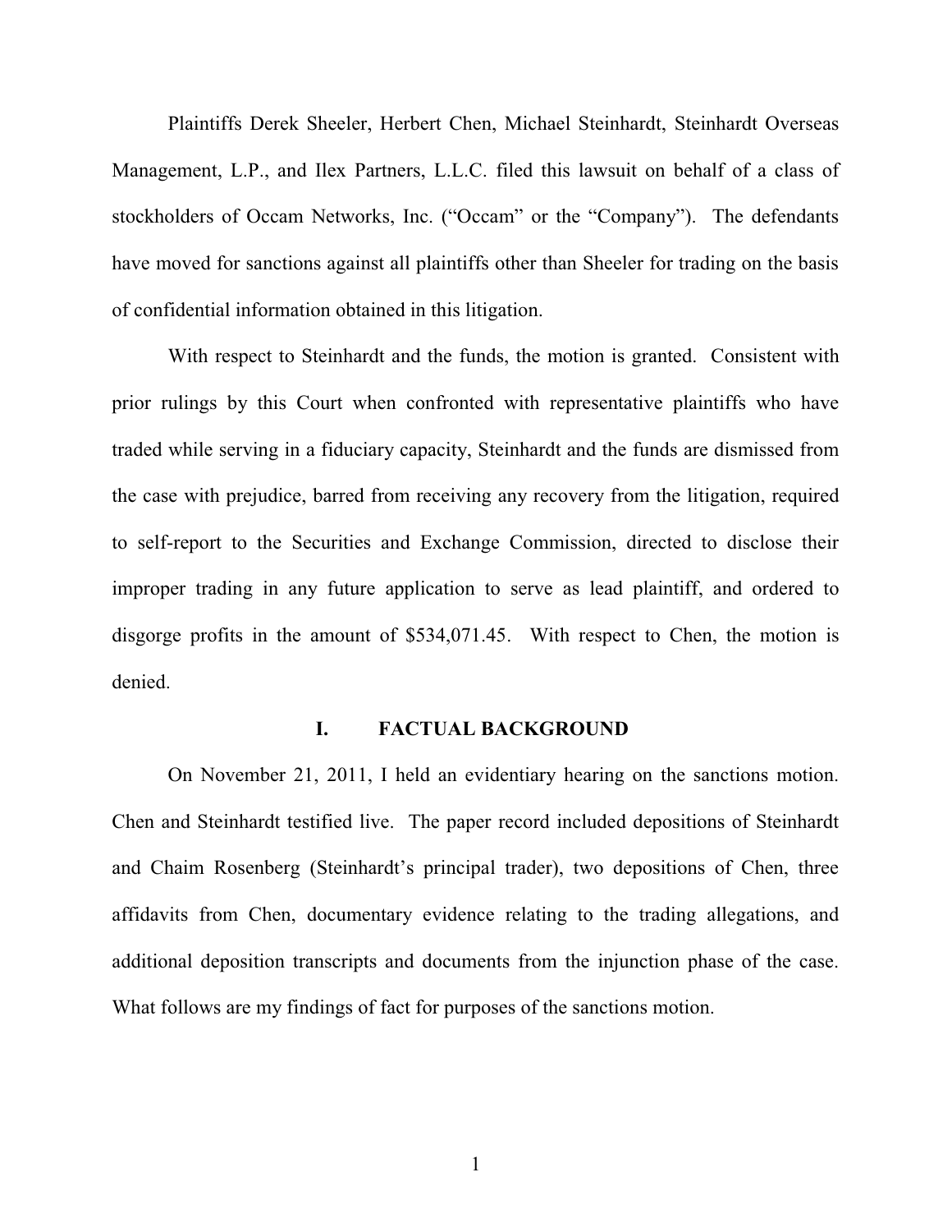Plaintiffs Derek Sheeler, Herbert Chen, Michael Steinhardt, Steinhardt Overseas Management, L.P., and Ilex Partners, L.L.C. filed this lawsuit on behalf of a class of stockholders of Occam Networks, Inc. ("Occam" or the "Company"). The defendants have moved for sanctions against all plaintiffs other than Sheeler for trading on the basis of confidential information obtained in this litigation.

With respect to Steinhardt and the funds, the motion is granted. Consistent with prior rulings by this Court when confronted with representative plaintiffs who have traded while serving in a fiduciary capacity, Steinhardt and the funds are dismissed from the case with prejudice, barred from receiving any recovery from the litigation, required to self-report to the Securities and Exchange Commission, directed to disclose their improper trading in any future application to serve as lead plaintiff, and ordered to disgorge profits in the amount of $534,071.45. With respect to Chen, the motion is denied.

## I. FACTUAL BACKGROUND

On November 21, 2011, I held an evidentiary hearing on the sanctions motion. Chen and Steinhardt testified live. The paper record included depositions of Steinhardt and Chaim Rosenberg (Steinhardt's principal trader), two depositions of Chen, three affidavits from Chen, documentary evidence relating to the trading allegations, and additional deposition transcripts and documents from the injunction phase of the case. What follows are my findings of fact for purposes of the sanctions motion.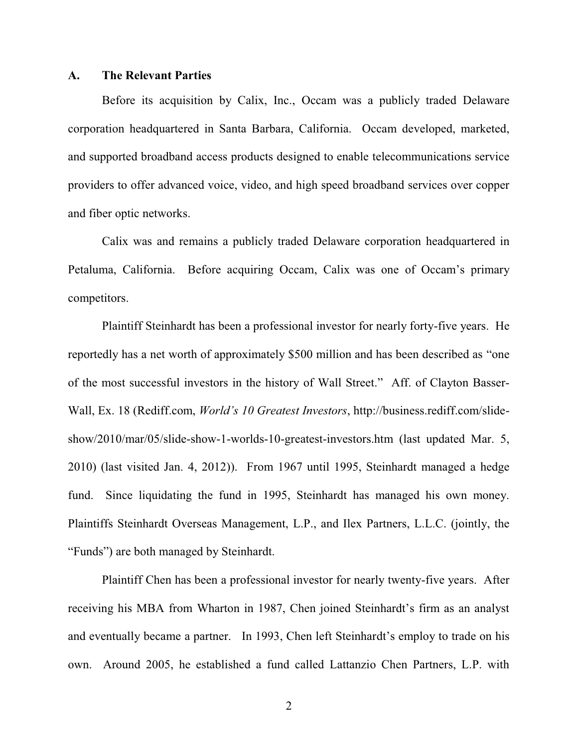## A. The Relevant Parties

Before its acquisition by Calix, Inc., Occam was a publicly traded Delaware corporation headquartered in Santa Barbara, California. Occam developed, marketed, and supported broadband access products designed to enable telecommunications service providers to offer advanced voice, video, and high speed broadband services over copper and fiber optic networks.

Calix was and remains a publicly traded Delaware corporation headquartered in Petaluma, California. Before acquiring Occam, Calix was one of Occam's primary competitors.

Plaintiff Steinhardt has been a professional investor for nearly forty-five years. He reportedly has a net worth of approximately $500 million and has been described as "one of the most successful investors in the history of Wall Street." Aff. of Clayton Basser-Wall, Ex. 18 (Rediff.com, *World's 10 Greatest Investors*, http://business.rediff.com/slide-show/2010/mar/05/slide-show-1-worlds-10-greatest-investors.htm (last updated Mar. 5, 2010) (last visited Jan. 4, 2012)). From 1967 until 1995, Steinhardt managed a hedge fund. Since liquidating the fund in 1995, Steinhardt has managed his own money. Plaintiffs Steinhardt Overseas Management, L.P., and Ilex Partners, L.L.C. (jointly, the "Funds") are both managed by Steinhardt.

Plaintiff Chen has been a professional investor for nearly twenty-five years. After receiving his MBA from Wharton in 1987, Chen joined Steinhardt's firm as an analyst and eventually became a partner. In 1993, Chen left Steinhardt's employ to trade on his own. Around 2005, he established a fund called Lattanzio Chen Partners, L.P. with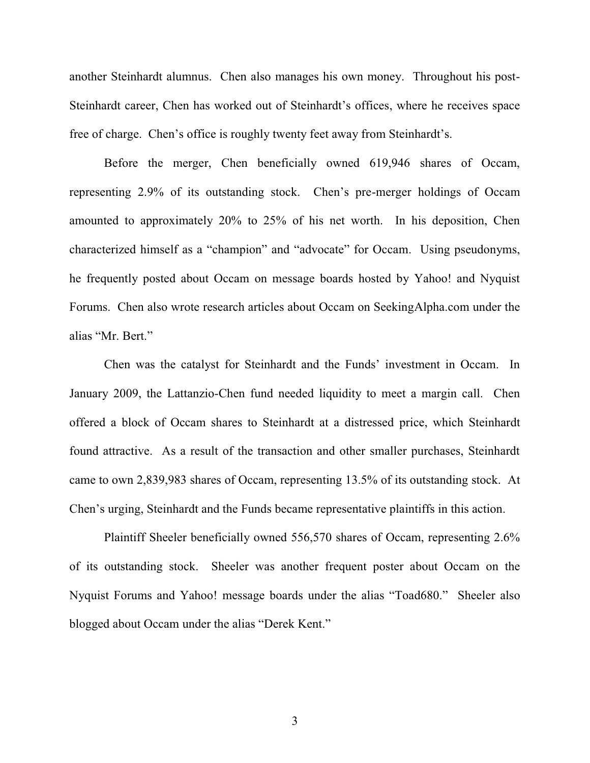another Steinhardt alumnus. Chen also manages his own money. Throughout his post-Steinhardt career, Chen has worked out of Steinhardt's offices, where he receives space free of charge. Chen's office is roughly twenty feet away from Steinhardt's.

Before the merger, Chen beneficially owned 619,946 shares of Occam, representing 2.9% of its outstanding stock. Chen's pre-merger holdings of Occam amounted to approximately 20% to 25% of his net worth. In his deposition, Chen characterized himself as a "champion" and "advocate" for Occam. Using pseudonyms, he frequently posted about Occam on message boards hosted by Yahoo! and Nyquist Forums. Chen also wrote research articles about Occam on SeekingAlpha.com under the alias "Mr. Bert."

Chen was the catalyst for Steinhardt and the Funds' investment in Occam. In January 2009, the Lattanzio-Chen fund needed liquidity to meet a margin call. Chen offered a block of Occam shares to Steinhardt at a distressed price, which Steinhardt found attractive. As a result of the transaction and other smaller purchases, Steinhardt came to own 2,839,983 shares of Occam, representing 13.5% of its outstanding stock. At Chen's urging, Steinhardt and the Funds became representative plaintiffs in this action.

Plaintiff Sheeler beneficially owned 556,570 shares of Occam, representing 2.6% of its outstanding stock. Sheeler was another frequent poster about Occam on the Nyquist Forums and Yahoo! message boards under the alias "Toad680." Sheeler also blogged about Occam under the alias "Derek Kent."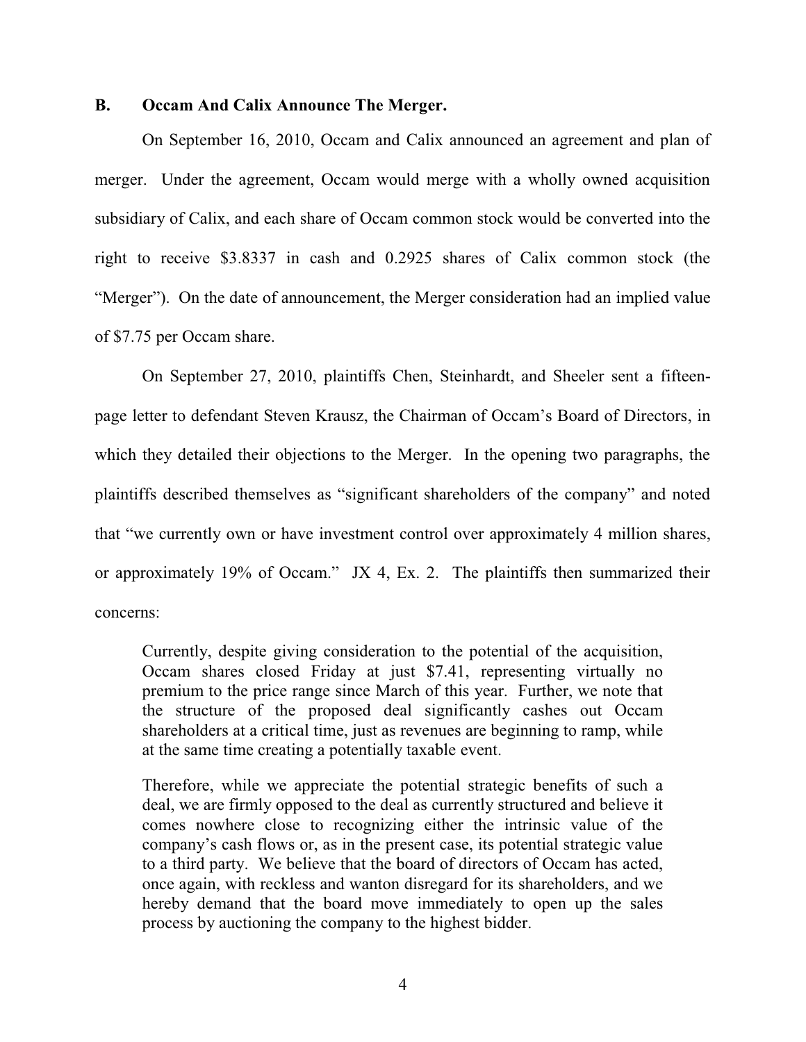## B. Occam And Calix Announce The Merger.

On September 16, 2010, Occam and Calix announced an agreement and plan of merger. Under the agreement, Occam would merge with a wholly owned acquisition subsidiary of Calix, and each share of Occam common stock would be converted into the right to receive $3.8337 in cash and 0.2925 shares of Calix common stock (the "Merger"). On the date of announcement, the Merger consideration had an implied value of $7.75 per Occam share.

On September 27, 2010, plaintiffs Chen, Steinhardt, and Sheeler sent a fifteen-page letter to defendant Steven Krausz, the Chairman of Occam's Board of Directors, in which they detailed their objections to the Merger. In the opening two paragraphs, the plaintiffs described themselves as "significant shareholders of the company" and noted that "we currently own or have investment control over approximately 4 million shares, or approximately 19% of Occam." JX 4, Ex. 2. The plaintiffs then summarized their concerns:

> Currently, despite giving consideration to the potential of the acquisition, Occam shares closed Friday at just $7.41, representing virtually no premium to the price range since March of this year. Further, we note that the structure of the proposed deal significantly cashes out Occam shareholders at a critical time, just as revenues are beginning to ramp, while at the same time creating a potentially taxable event.
>
> Therefore, while we appreciate the potential strategic benefits of such a deal, we are firmly opposed to the deal as currently structured and believe it comes nowhere close to recognizing either the intrinsic value of the company's cash flows or, as in the present case, its potential strategic value to a third party. We believe that the board of directors of Occam has acted, once again, with reckless and wanton disregard for its shareholders, and we hereby demand that the board move immediately to open up the sales process by auctioning the company to the highest bidder.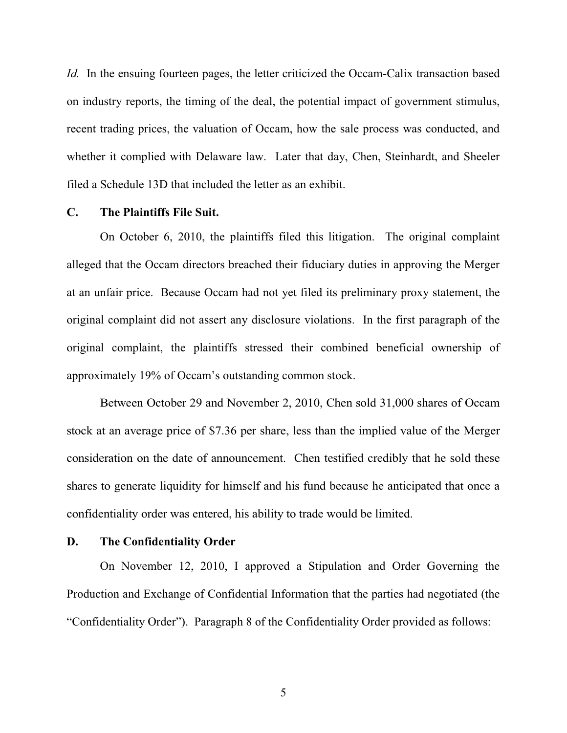*Id.* In the ensuing fourteen pages, the letter criticized the Occam-Calix transaction based on industry reports, the timing of the deal, the potential impact of government stimulus, recent trading prices, the valuation of Occam, how the sale process was conducted, and whether it complied with Delaware law. Later that day, Chen, Steinhardt, and Sheeler filed a Schedule 13D that included the letter as an exhibit.

### C. The Plaintiffs File Suit.

On October 6, 2010, the plaintiffs filed this litigation. The original complaint alleged that the Occam directors breached their fiduciary duties in approving the Merger at an unfair price. Because Occam had not yet filed its preliminary proxy statement, the original complaint did not assert any disclosure violations. In the first paragraph of the original complaint, the plaintiffs stressed their combined beneficial ownership of approximately 19% of Occam's outstanding common stock.

Between October 29 and November 2, 2010, Chen sold 31,000 shares of Occam stock at an average price of $7.36 per share, less than the implied value of the Merger consideration on the date of announcement. Chen testified credibly that he sold these shares to generate liquidity for himself and his fund because he anticipated that once a confidentiality order was entered, his ability to trade would be limited.

### D. The Confidentiality Order

On November 12, 2010, I approved a Stipulation and Order Governing the Production and Exchange of Confidential Information that the parties had negotiated (the "Confidentiality Order"). Paragraph 8 of the Confidentiality Order provided as follows: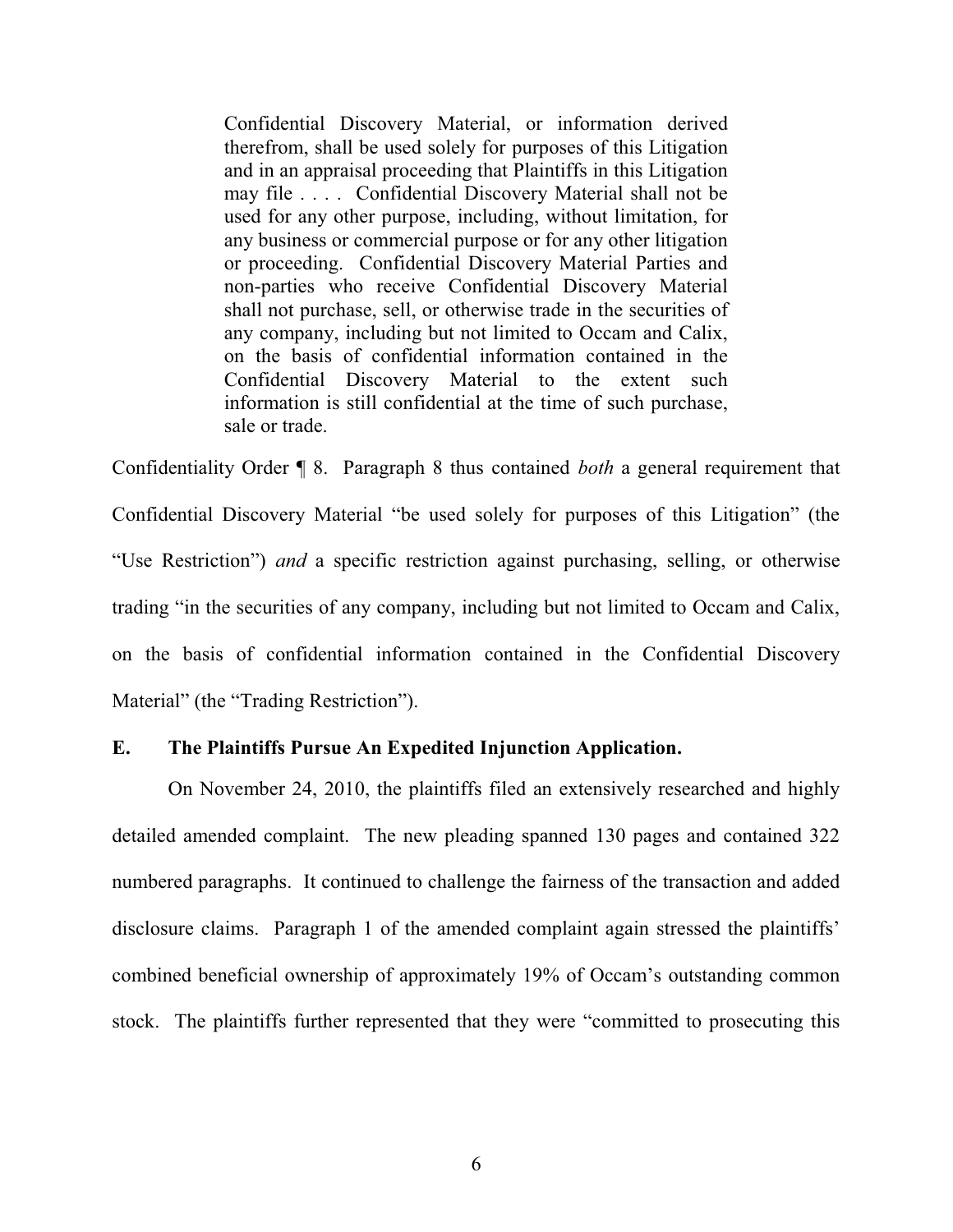> Confidential Discovery Material, or information derived therefrom, shall be used solely for purposes of this Litigation and in an appraisal proceeding that Plaintiffs in this Litigation may file . . . . Confidential Discovery Material shall not be used for any other purpose, including, without limitation, for any business or commercial purpose or for any other litigation or proceeding. Confidential Discovery Material Parties and non-parties who receive Confidential Discovery Material shall not purchase, sell, or otherwise trade in the securities of any company, including but not limited to Occam and Calix, on the basis of confidential information contained in the Confidential Discovery Material to the extent such information is still confidential at the time of such purchase, sale or trade.

Confidentiality Order ¶ 8. Paragraph 8 thus contained *both* a general requirement that Confidential Discovery Material "be used solely for purposes of this Litigation" (the "Use Restriction") *and* a specific restriction against purchasing, selling, or otherwise trading "in the securities of any company, including but not limited to Occam and Calix, on the basis of confidential information contained in the Confidential Discovery Material" (the "Trading Restriction").

### E. The Plaintiffs Pursue An Expedited Injunction Application.

On November 24, 2010, the plaintiffs filed an extensively researched and highly detailed amended complaint. The new pleading spanned 130 pages and contained 322 numbered paragraphs. It continued to challenge the fairness of the transaction and added disclosure claims. Paragraph 1 of the amended complaint again stressed the plaintiffs' combined beneficial ownership of approximately 19% of Occam's outstanding common stock. The plaintiffs further represented that they were "committed to prosecuting this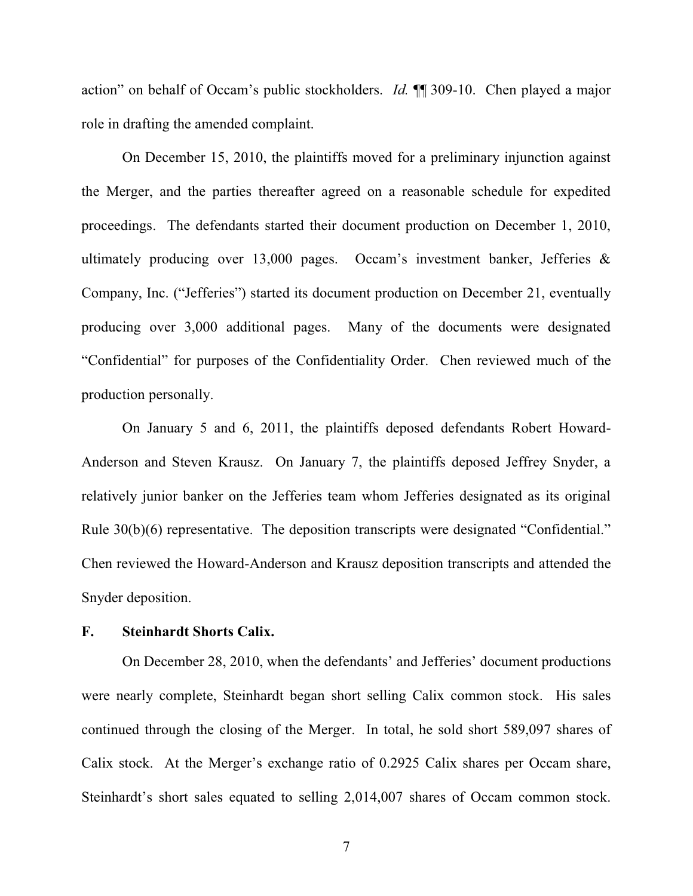action" on behalf of Occam's public stockholders. *Id.* ¶¶ 309-10. Chen played a major role in drafting the amended complaint.

On December 15, 2010, the plaintiffs moved for a preliminary injunction against the Merger, and the parties thereafter agreed on a reasonable schedule for expedited proceedings. The defendants started their document production on December 1, 2010, ultimately producing over 13,000 pages. Occam's investment banker, Jefferies & Company, Inc. ("Jefferies") started its document production on December 21, eventually producing over 3,000 additional pages. Many of the documents were designated "Confidential" for purposes of the Confidentiality Order. Chen reviewed much of the production personally.

On January 5 and 6, 2011, the plaintiffs deposed defendants Robert Howard-Anderson and Steven Krausz. On January 7, the plaintiffs deposed Jeffrey Snyder, a relatively junior banker on the Jefferies team whom Jefferies designated as its original Rule 30(b)(6) representative. The deposition transcripts were designated "Confidential." Chen reviewed the Howard-Anderson and Krausz deposition transcripts and attended the Snyder deposition.

### F. Steinhardt Shorts Calix.

On December 28, 2010, when the defendants' and Jefferies' document productions were nearly complete, Steinhardt began short selling Calix common stock. His sales continued through the closing of the Merger. In total, he sold short 589,097 shares of Calix stock. At the Merger's exchange ratio of 0.2925 Calix shares per Occam share, Steinhardt's short sales equated to selling 2,014,007 shares of Occam common stock.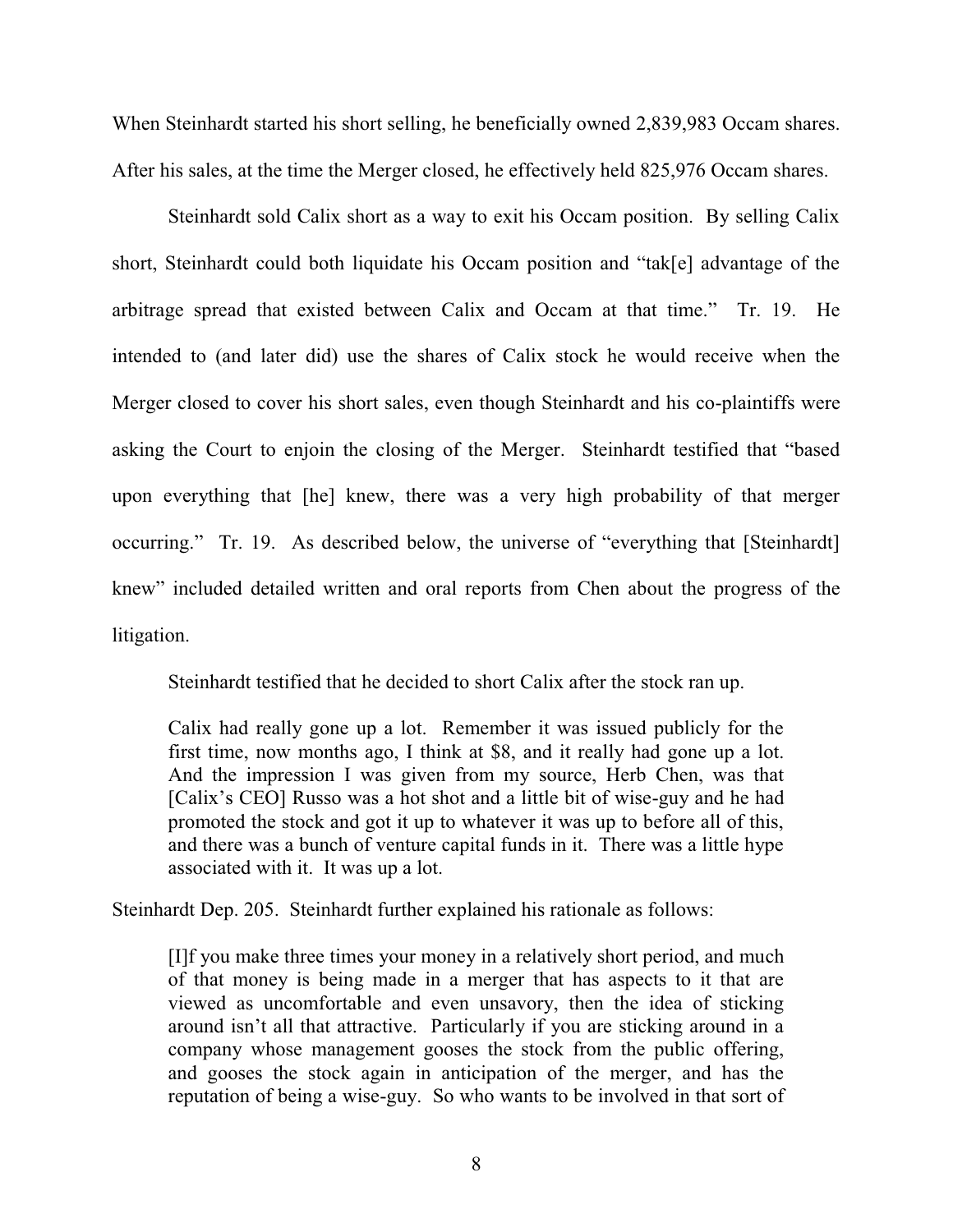When Steinhardt started his short selling, he beneficially owned 2,839,983 Occam shares. After his sales, at the time the Merger closed, he effectively held 825,976 Occam shares.

Steinhardt sold Calix short as a way to exit his Occam position. By selling Calix short, Steinhardt could both liquidate his Occam position and "tak[e] advantage of the arbitrage spread that existed between Calix and Occam at that time." Tr. 19. He intended to (and later did) use the shares of Calix stock he would receive when the Merger closed to cover his short sales, even though Steinhardt and his co-plaintiffs were asking the Court to enjoin the closing of the Merger. Steinhardt testified that "based upon everything that [he] knew, there was a very high probability of that merger occurring." Tr. 19. As described below, the universe of "everything that [Steinhardt] knew" included detailed written and oral reports from Chen about the progress of the litigation.

Steinhardt testified that he decided to short Calix after the stock ran up.

> Calix had really gone up a lot. Remember it was issued publicly for the first time, now months ago, I think at $8, and it really had gone up a lot. And the impression I was given from my source, Herb Chen, was that [Calix's CEO] Russo was a hot shot and a little bit of wise-guy and he had promoted the stock and got it up to whatever it was up to before all of this, and there was a bunch of venture capital funds in it. There was a little hype associated with it. It was up a lot.

Steinhardt Dep. 205. Steinhardt further explained his rationale as follows:

> [I]f you make three times your money in a relatively short period, and much of that money is being made in a merger that has aspects to it that are viewed as uncomfortable and even unsavory, then the idea of sticking around isn't all that attractive. Particularly if you are sticking around in a company whose management gooses the stock from the public offering, and gooses the stock again in anticipation of the merger, and has the reputation of being a wise-guy. So who wants to be involved in that sort of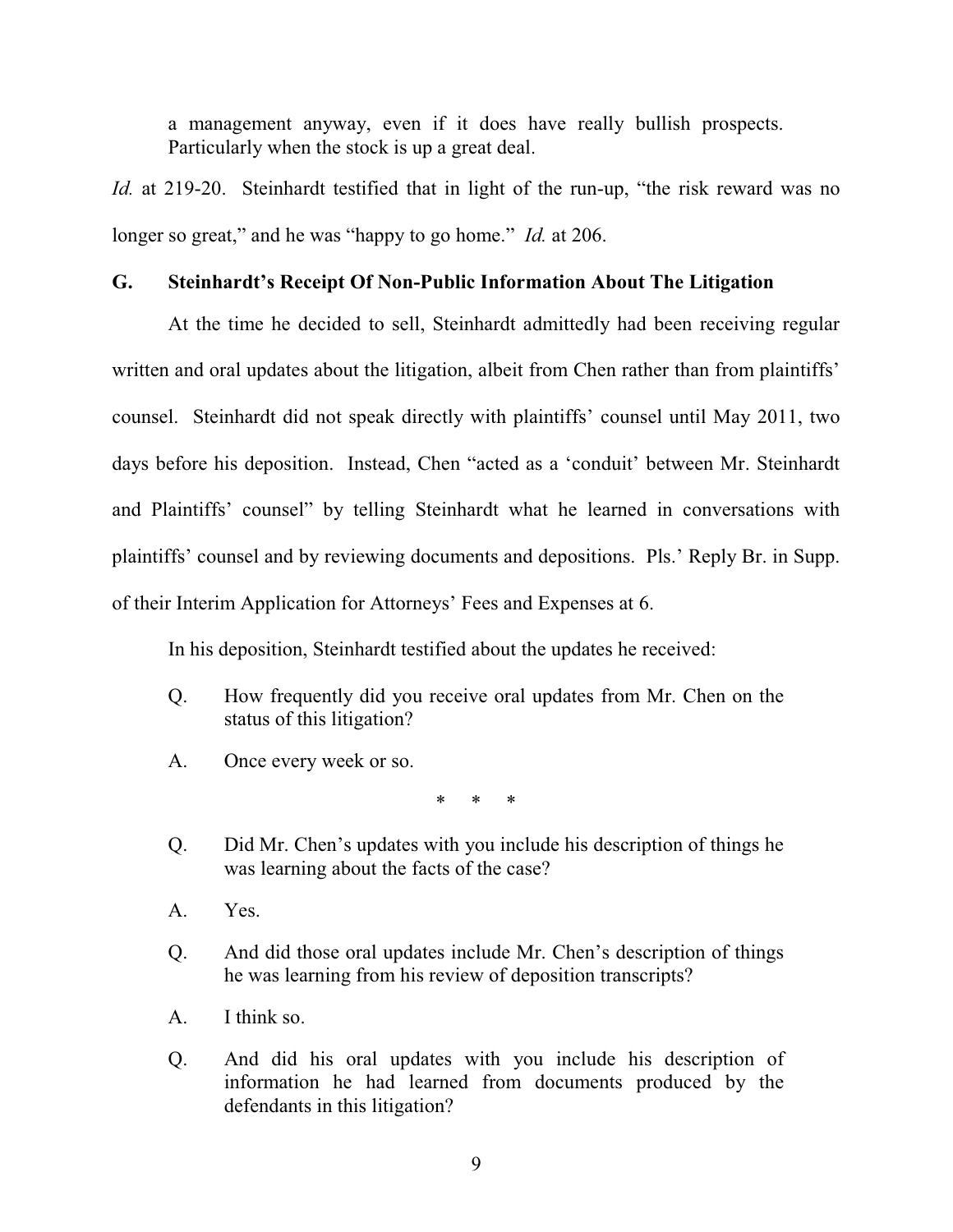a management anyway, even if it does have really bullish prospects. Particularly when the stock is up a great deal.

*Id.* at 219-20. Steinhardt testified that in light of the run-up, "the risk reward was no longer so great," and he was "happy to go home." *Id.* at 206.

## G. Steinhardt's Receipt Of Non-Public Information About The Litigation

At the time he decided to sell, Steinhardt admittedly had been receiving regular written and oral updates about the litigation, albeit from Chen rather than from plaintiffs' counsel. Steinhardt did not speak directly with plaintiffs' counsel until May 2011, two days before his deposition. Instead, Chen "acted as a 'conduit' between Mr. Steinhardt and Plaintiffs' counsel" by telling Steinhardt what he learned in conversations with plaintiffs' counsel and by reviewing documents and depositions. Pls.' Reply Br. in Supp. of their Interim Application for Attorneys' Fees and Expenses at 6.

In his deposition, Steinhardt testified about the updates he received:

> Q. How frequently did you receive oral updates from Mr. Chen on the status of this litigation?
>
> A. Once every week or so.
>
> \* \* \*
>
> Q. Did Mr. Chen's updates with you include his description of things he was learning about the facts of the case?
>
> A. Yes.
>
> Q. And did those oral updates include Mr. Chen's description of things he was learning from his review of deposition transcripts?
>
> A. I think so.
>
> Q. And did his oral updates with you include his description of information he had learned from documents produced by the defendants in this litigation?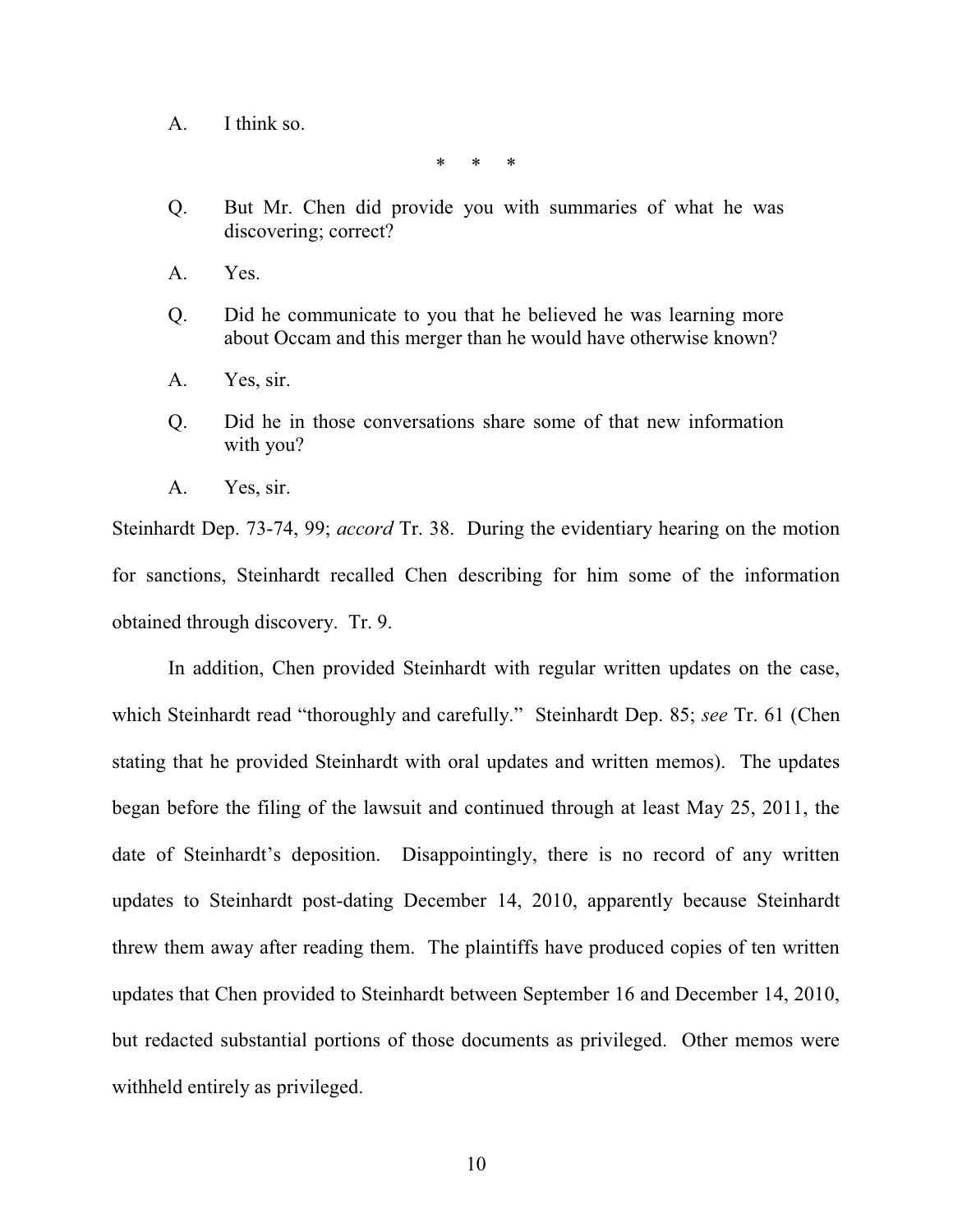A. I think so.

\* \* \*

Q. But Mr. Chen did provide you with summaries of what he was discovering; correct?

A. Yes.

Q. Did he communicate to you that he believed he was learning more about Occam and this merger than he would have otherwise known?

A. Yes, sir.

Q. Did he in those conversations share some of that new information with you?

A. Yes, sir.

Steinhardt Dep. 73-74, 99; *accord* Tr. 38. During the evidentiary hearing on the motion for sanctions, Steinhardt recalled Chen describing for him some of the information obtained through discovery. Tr. 9.

In addition, Chen provided Steinhardt with regular written updates on the case, which Steinhardt read "thoroughly and carefully." Steinhardt Dep. 85; *see* Tr. 61 (Chen stating that he provided Steinhardt with oral updates and written memos). The updates began before the filing of the lawsuit and continued through at least May 25, 2011, the date of Steinhardt's deposition. Disappointingly, there is no record of any written updates to Steinhardt post-dating December 14, 2010, apparently because Steinhardt threw them away after reading them. The plaintiffs have produced copies of ten written updates that Chen provided to Steinhardt between September 16 and December 14, 2010, but redacted substantial portions of those documents as privileged. Other memos were withheld entirely as privileged.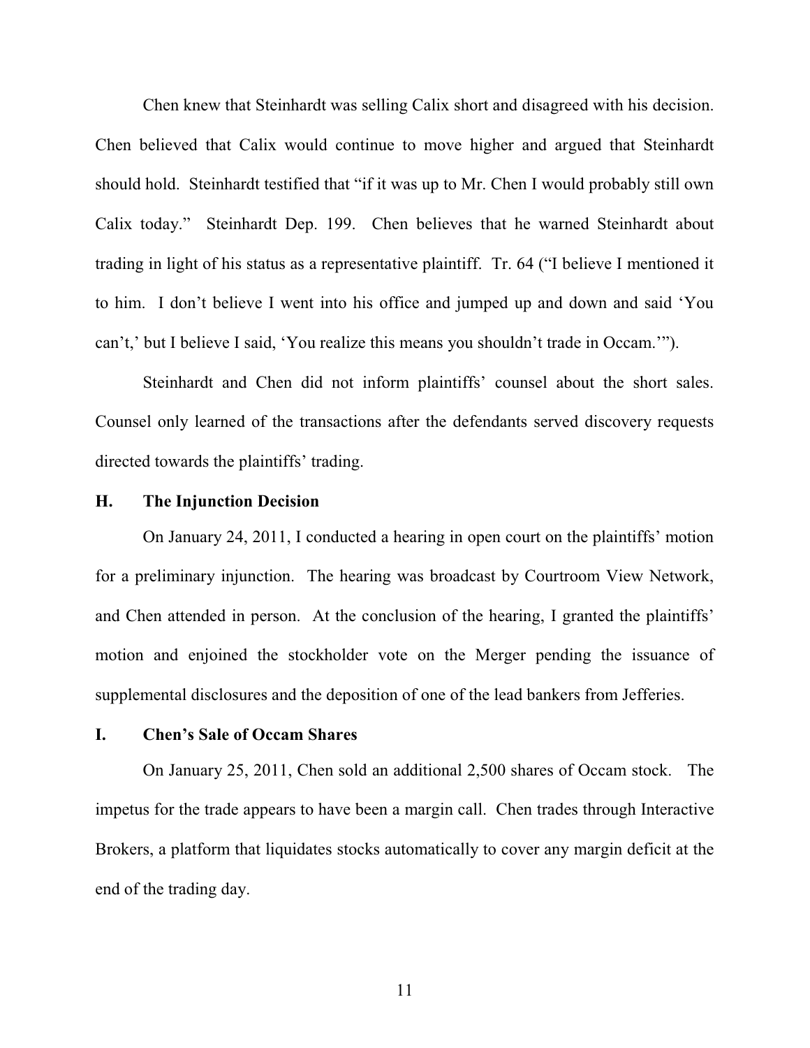Chen knew that Steinhardt was selling Calix short and disagreed with his decision. Chen believed that Calix would continue to move higher and argued that Steinhardt should hold. Steinhardt testified that "if it was up to Mr. Chen I would probably still own Calix today." Steinhardt Dep. 199. Chen believes that he warned Steinhardt about trading in light of his status as a representative plaintiff. Tr. 64 ("I believe I mentioned it to him. I don't believe I went into his office and jumped up and down and said 'You can't,' but I believe I said, 'You realize this means you shouldn't trade in Occam.'").

Steinhardt and Chen did not inform plaintiffs' counsel about the short sales. Counsel only learned of the transactions after the defendants served discovery requests directed towards the plaintiffs' trading.

### H. The Injunction Decision

On January 24, 2011, I conducted a hearing in open court on the plaintiffs' motion for a preliminary injunction. The hearing was broadcast by Courtroom View Network, and Chen attended in person. At the conclusion of the hearing, I granted the plaintiffs' motion and enjoined the stockholder vote on the Merger pending the issuance of supplemental disclosures and the deposition of one of the lead bankers from Jefferies.

### I. Chen's Sale of Occam Shares

On January 25, 2011, Chen sold an additional 2,500 shares of Occam stock. The impetus for the trade appears to have been a margin call. Chen trades through Interactive Brokers, a platform that liquidates stocks automatically to cover any margin deficit at the end of the trading day.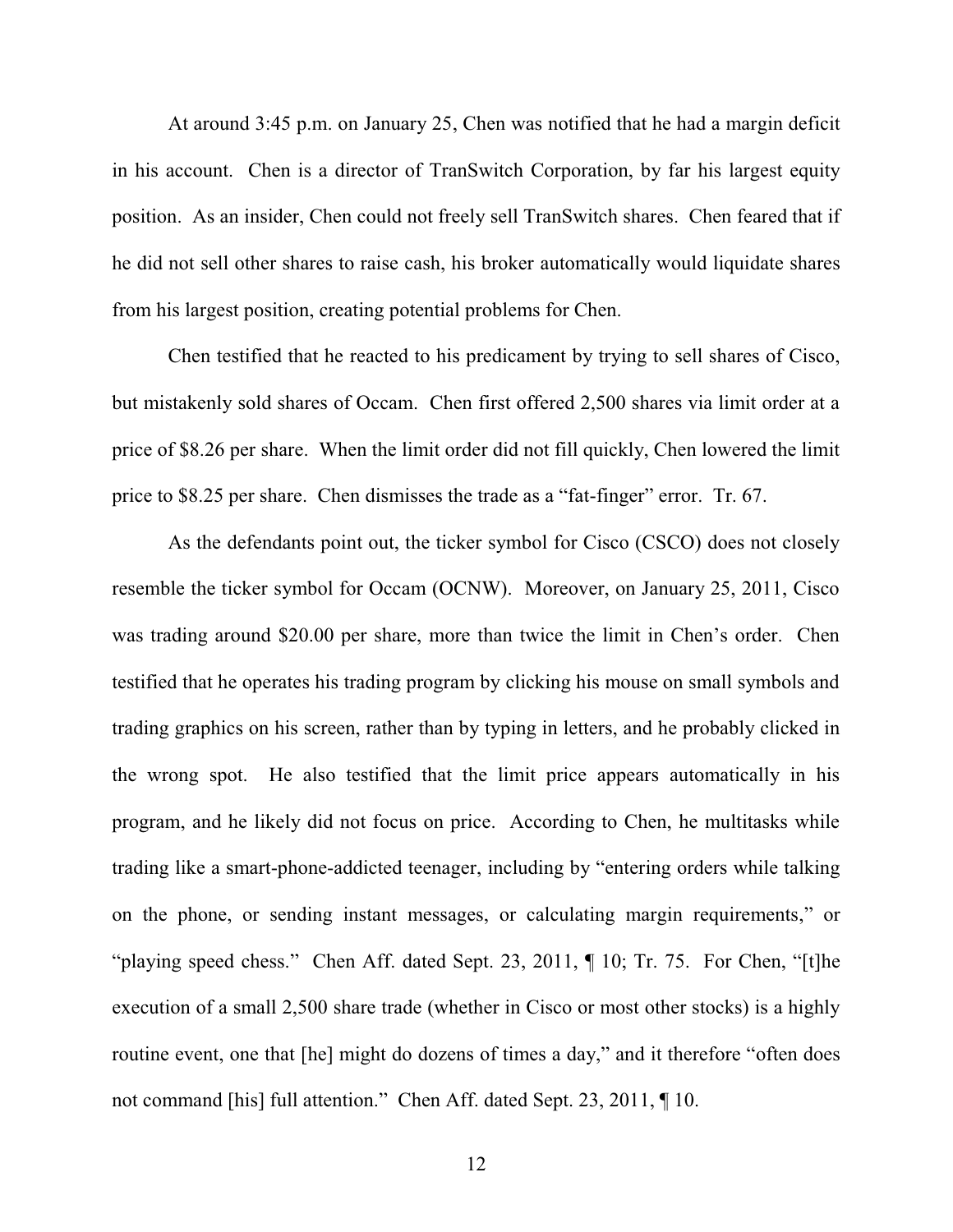At around 3:45 p.m. on January 25, Chen was notified that he had a margin deficit in his account. Chen is a director of TranSwitch Corporation, by far his largest equity position. As an insider, Chen could not freely sell TranSwitch shares. Chen feared that if he did not sell other shares to raise cash, his broker automatically would liquidate shares from his largest position, creating potential problems for Chen.

Chen testified that he reacted to his predicament by trying to sell shares of Cisco, but mistakenly sold shares of Occam. Chen first offered 2,500 shares via limit order at a price of $8.26 per share. When the limit order did not fill quickly, Chen lowered the limit price to $8.25 per share. Chen dismisses the trade as a "fat-finger" error. Tr. 67.

As the defendants point out, the ticker symbol for Cisco (CSCO) does not closely resemble the ticker symbol for Occam (OCNW). Moreover, on January 25, 2011, Cisco was trading around $20.00 per share, more than twice the limit in Chen's order. Chen testified that he operates his trading program by clicking his mouse on small symbols and trading graphics on his screen, rather than by typing in letters, and he probably clicked in the wrong spot. He also testified that the limit price appears automatically in his program, and he likely did not focus on price. According to Chen, he multitasks while trading like a smart-phone-addicted teenager, including by "entering orders while talking on the phone, or sending instant messages, or calculating margin requirements," or "playing speed chess." Chen Aff. dated Sept. 23, 2011, ¶ 10; Tr. 75. For Chen, "[t]he execution of a small 2,500 share trade (whether in Cisco or most other stocks) is a highly routine event, one that [he] might do dozens of times a day," and it therefore "often does not command [his] full attention." Chen Aff. dated Sept. 23, 2011, ¶ 10.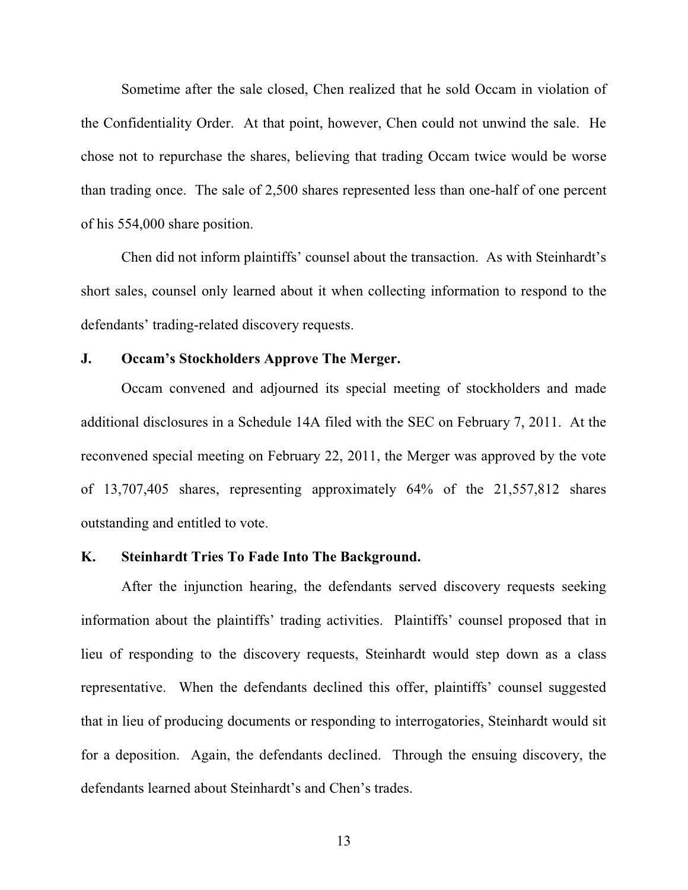Sometime after the sale closed, Chen realized that he sold Occam in violation of the Confidentiality Order. At that point, however, Chen could not unwind the sale. He chose not to repurchase the shares, believing that trading Occam twice would be worse than trading once. The sale of 2,500 shares represented less than one-half of one percent of his 554,000 share position.

Chen did not inform plaintiffs' counsel about the transaction. As with Steinhardt's short sales, counsel only learned about it when collecting information to respond to the defendants' trading-related discovery requests.

### J. Occam's Stockholders Approve The Merger.

Occam convened and adjourned its special meeting of stockholders and made additional disclosures in a Schedule 14A filed with the SEC on February 7, 2011. At the reconvened special meeting on February 22, 2011, the Merger was approved by the vote of 13,707,405 shares, representing approximately 64% of the 21,557,812 shares outstanding and entitled to vote.

### K. Steinhardt Tries To Fade Into The Background.

After the injunction hearing, the defendants served discovery requests seeking information about the plaintiffs' trading activities. Plaintiffs' counsel proposed that in lieu of responding to the discovery requests, Steinhardt would step down as a class representative. When the defendants declined this offer, plaintiffs' counsel suggested that in lieu of producing documents or responding to interrogatories, Steinhardt would sit for a deposition. Again, the defendants declined. Through the ensuing discovery, the defendants learned about Steinhardt's and Chen's trades.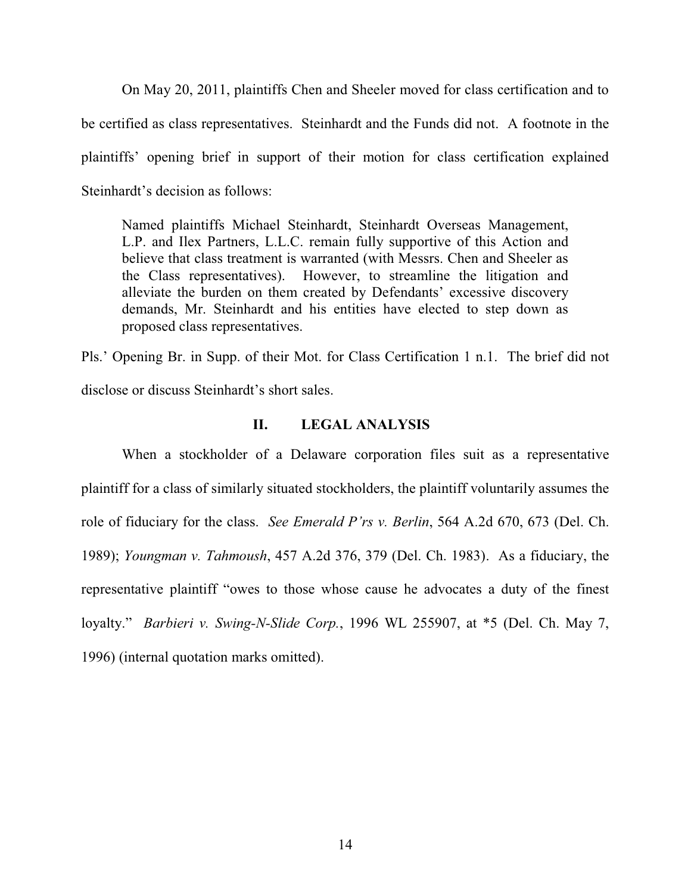On May 20, 2011, plaintiffs Chen and Sheeler moved for class certification and to be certified as class representatives. Steinhardt and the Funds did not. A footnote in the plaintiffs' opening brief in support of their motion for class certification explained Steinhardt's decision as follows:

> Named plaintiffs Michael Steinhardt, Steinhardt Overseas Management, L.P. and Ilex Partners, L.L.C. remain fully supportive of this Action and believe that class treatment is warranted (with Messrs. Chen and Sheeler as the Class representatives). However, to streamline the litigation and alleviate the burden on them created by Defendants' excessive discovery demands, Mr. Steinhardt and his entities have elected to step down as proposed class representatives.

Pls.' Opening Br. in Supp. of their Mot. for Class Certification 1 n.1. The brief did not disclose or discuss Steinhardt's short sales.

## II. LEGAL ANALYSIS

When a stockholder of a Delaware corporation files suit as a representative plaintiff for a class of similarly situated stockholders, the plaintiff voluntarily assumes the role of fiduciary for the class. *See Emerald P'rs v. Berlin*, 564 A.2d 670, 673 (Del. Ch. 1989); *Youngman v. Tahmoush*, 457 A.2d 376, 379 (Del. Ch. 1983). As a fiduciary, the representative plaintiff "owes to those whose cause he advocates a duty of the finest loyalty." *Barbieri v. Swing-N-Slide Corp.*, 1996 WL 255907, at *5 (Del. Ch. May 7, 1996) (internal quotation marks omitted).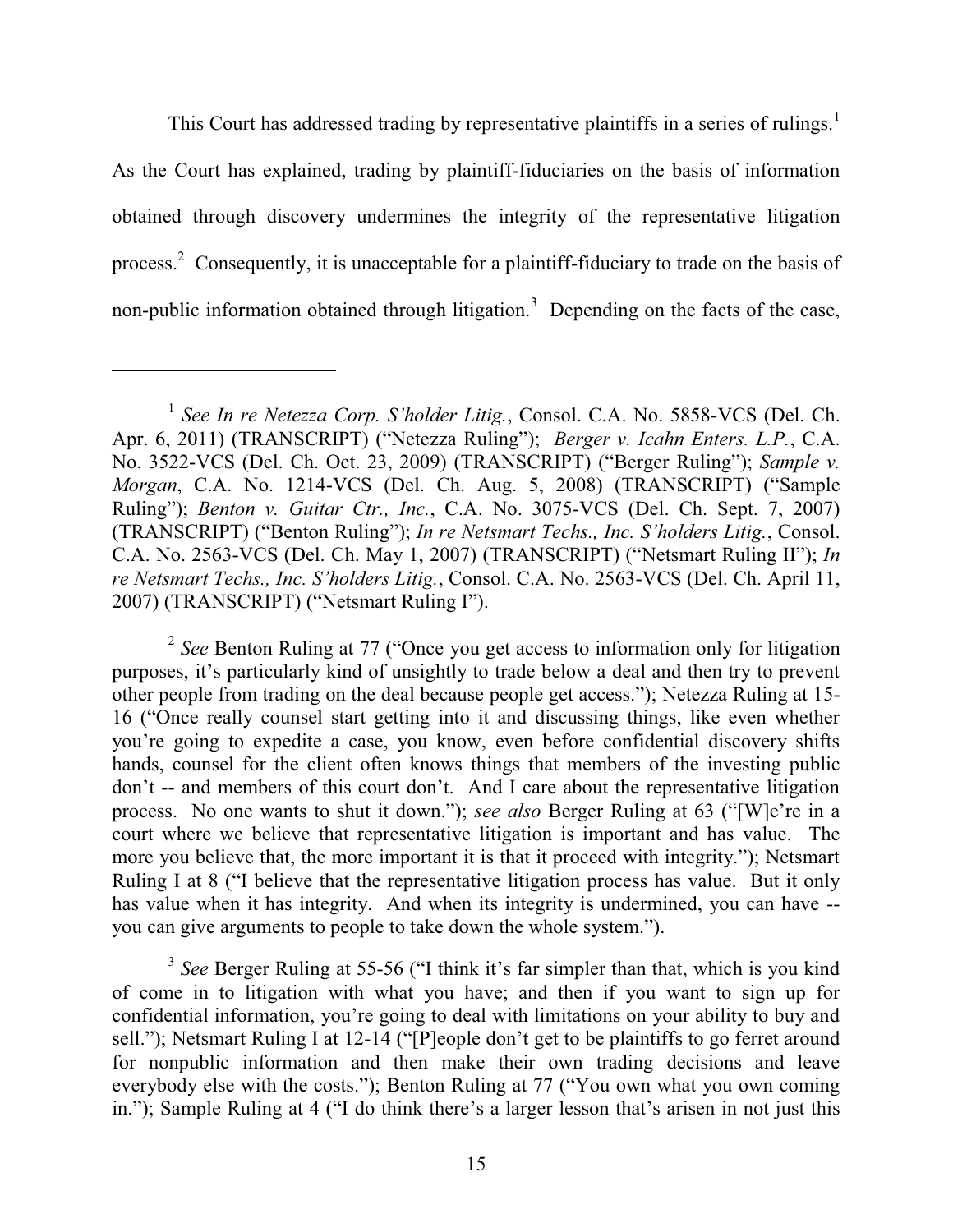This Court has addressed trading by representative plaintiffs in a series of rulings.[1] As the Court has explained, trading by plaintiff-fiduciaries on the basis of information obtained through discovery undermines the integrity of the representative litigation process.[2] Consequently, it is unacceptable for a plaintiff-fiduciary to trade on the basis of non-public information obtained through litigation.[3] Depending on the facts of the case,

---

[1] *See In re Netezza Corp. S'holder Litig.*, Consol. C.A. No. 5858-VCS (Del. Ch. Apr. 6, 2011) (TRANSCRIPT) ("Netezza Ruling"); *Berger v. Icahn Enters. L.P.*, C.A. No. 3522-VCS (Del. Ch. Oct. 23, 2009) (TRANSCRIPT) ("Berger Ruling"); *Sample v. Morgan*, C.A. No. 1214-VCS (Del. Ch. Aug. 5, 2008) (TRANSCRIPT) ("Sample Ruling"); *Benton v. Guitar Ctr., Inc.*, C.A. No. 3075-VCS (Del. Ch. Sept. 7, 2007) (TRANSCRIPT) ("Benton Ruling"); *In re Netsmart Techs., Inc. S'holders Litig.*, Consol. C.A. No. 2563-VCS (Del. Ch. May 1, 2007) (TRANSCRIPT) ("Netsmart Ruling II"); *In re Netsmart Techs., Inc. S'holders Litig.*, Consol. C.A. No. 2563-VCS (Del. Ch. April 11, 2007) (TRANSCRIPT) ("Netsmart Ruling I").

[2] *See* Benton Ruling at 77 ("Once you get access to information only for litigation purposes, it's particularly kind of unsightly to trade below a deal and then try to prevent other people from trading on the deal because people get access."); Netezza Ruling at 15-16 ("Once really counsel start getting into it and discussing things, like even whether you're going to expedite a case, you know, even before confidential discovery shifts hands, counsel for the client often knows things that members of the investing public don't -- and members of this court don't. And I care about the representative litigation process. No one wants to shut it down."); *see also* Berger Ruling at 63 ("[W]e're in a court where we believe that representative litigation is important and has value. The more you believe that, the more important it is that it proceed with integrity."); Netsmart Ruling I at 8 ("I believe that the representative litigation process has value. But it only has value when it has integrity. And when its integrity is undermined, you can have -- you can give arguments to people to take down the whole system.").

[3] *See* Berger Ruling at 55-56 ("I think it's far simpler than that, which is you kind of come in to litigation with what you have; and then if you want to sign up for confidential information, you're going to deal with limitations on your ability to buy and sell."); Netsmart Ruling I at 12-14 ("[P]eople don't get to be plaintiffs to go ferret around for nonpublic information and then make their own trading decisions and leave everybody else with the costs."); Benton Ruling at 77 ("You own what you own coming in."); Sample Ruling at 4 ("I do think there's a larger lesson that's arisen in not just this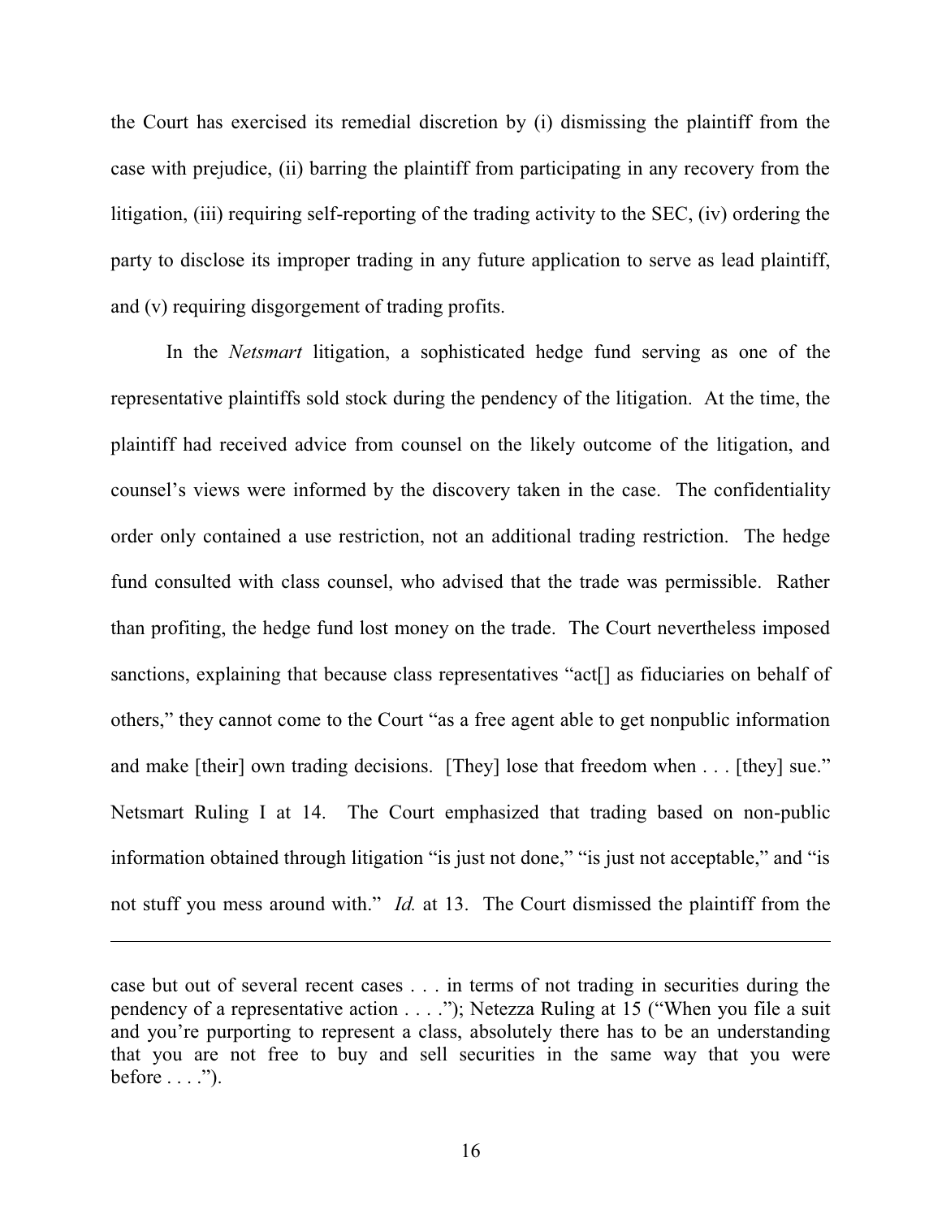the Court has exercised its remedial discretion by (i) dismissing the plaintiff from the case with prejudice, (ii) barring the plaintiff from participating in any recovery from the litigation, (iii) requiring self-reporting of the trading activity to the SEC, (iv) ordering the party to disclose its improper trading in any future application to serve as lead plaintiff, and (v) requiring disgorgement of trading profits.

In the *Netsmart* litigation, a sophisticated hedge fund serving as one of the representative plaintiffs sold stock during the pendency of the litigation. At the time, the plaintiff had received advice from counsel on the likely outcome of the litigation, and counsel's views were informed by the discovery taken in the case. The confidentiality order only contained a use restriction, not an additional trading restriction. The hedge fund consulted with class counsel, who advised that the trade was permissible. Rather than profiting, the hedge fund lost money on the trade. The Court nevertheless imposed sanctions, explaining that because class representatives "act[] as fiduciaries on behalf of others," they cannot come to the Court "as a free agent able to get nonpublic information and make [their] own trading decisions. [They] lose that freedom when . . . [they] sue." Netsmart Ruling I at 14. The Court emphasized that trading based on non-public information obtained through litigation "is just not done," "is just not acceptable," and "is not stuff you mess around with." *Id.* at 13. The Court dismissed the plaintiff from the

---

case but out of several recent cases . . . in terms of not trading in securities during the pendency of a representative action . . . ."); Netezza Ruling at 15 ("When you file a suit and you're purporting to represent a class, absolutely there has to be an understanding that you are not free to buy and sell securities in the same way that you were before . . . .").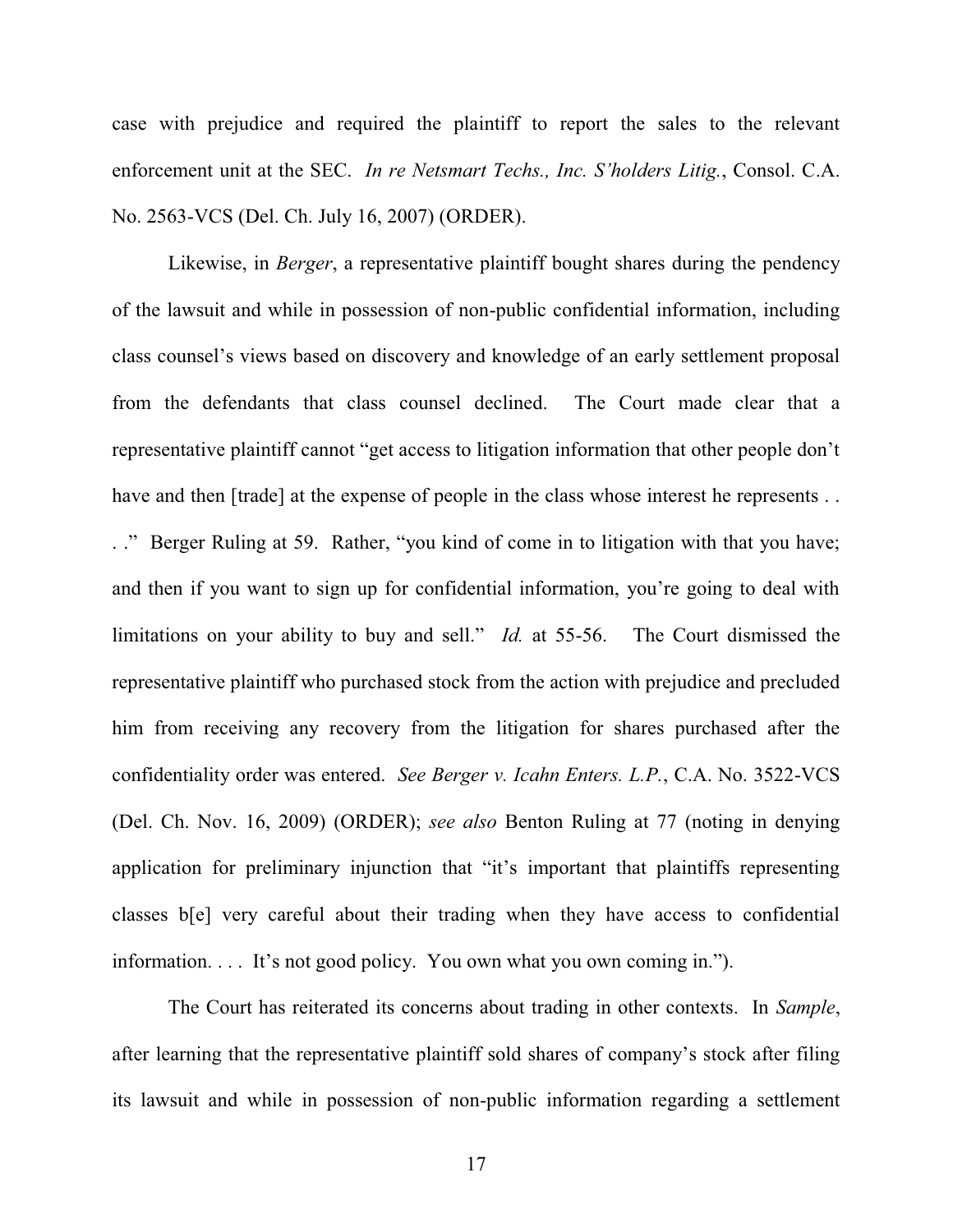case with prejudice and required the plaintiff to report the sales to the relevant enforcement unit at the SEC. *In re Netsmart Techs., Inc. S'holders Litig.*, Consol. C.A. No. 2563-VCS (Del. Ch. July 16, 2007) (ORDER).

Likewise, in *Berger*, a representative plaintiff bought shares during the pendency of the lawsuit and while in possession of non-public confidential information, including class counsel's views based on discovery and knowledge of an early settlement proposal from the defendants that class counsel declined. The Court made clear that a representative plaintiff cannot "get access to litigation information that other people don't have and then [trade] at the expense of people in the class whose interest he represents . . . ." Berger Ruling at 59. Rather, "you kind of come in to litigation with that you have; and then if you want to sign up for confidential information, you're going to deal with limitations on your ability to buy and sell." *Id.* at 55-56. The Court dismissed the representative plaintiff who purchased stock from the action with prejudice and precluded him from receiving any recovery from the litigation for shares purchased after the confidentiality order was entered. *See Berger v. Icahn Enters. L.P.*, C.A. No. 3522-VCS (Del. Ch. Nov. 16, 2009) (ORDER); *see also* Benton Ruling at 77 (noting in denying application for preliminary injunction that "it's important that plaintiffs representing classes b[e] very careful about their trading when they have access to confidential information. . . . It's not good policy. You own what you own coming in.").

The Court has reiterated its concerns about trading in other contexts. In *Sample*, after learning that the representative plaintiff sold shares of company's stock after filing its lawsuit and while in possession of non-public information regarding a settlement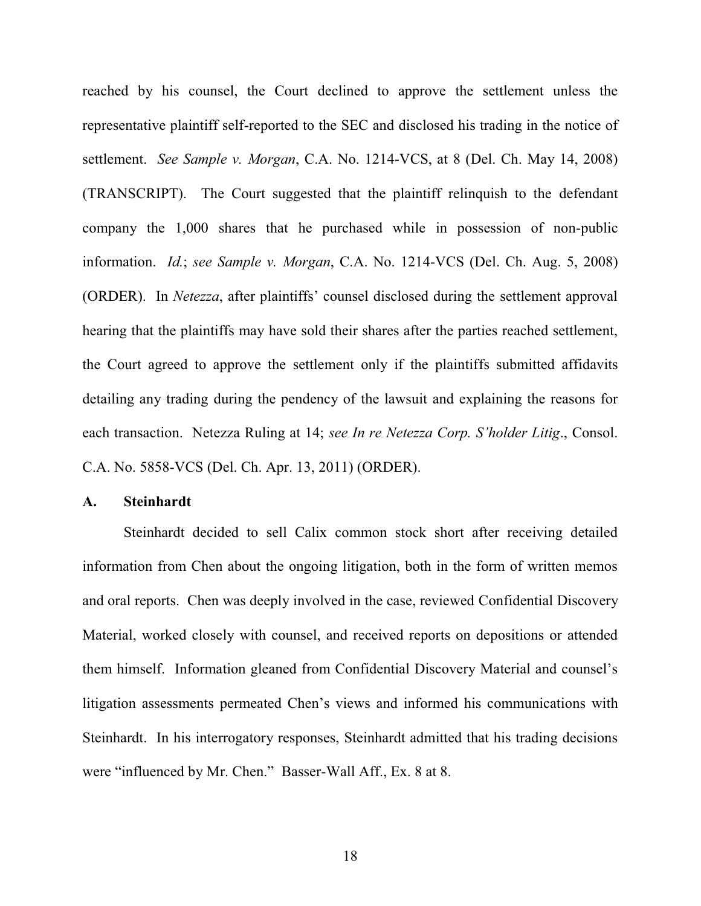reached by his counsel, the Court declined to approve the settlement unless the representative plaintiff self-reported to the SEC and disclosed his trading in the notice of settlement. *See Sample v. Morgan*, C.A. No. 1214-VCS, at 8 (Del. Ch. May 14, 2008) (TRANSCRIPT). The Court suggested that the plaintiff relinquish to the defendant company the 1,000 shares that he purchased while in possession of non-public information. *Id.*; *see Sample v. Morgan*, C.A. No. 1214-VCS (Del. Ch. Aug. 5, 2008) (ORDER). In *Netezza*, after plaintiffs' counsel disclosed during the settlement approval hearing that the plaintiffs may have sold their shares after the parties reached settlement, the Court agreed to approve the settlement only if the plaintiffs submitted affidavits detailing any trading during the pendency of the lawsuit and explaining the reasons for each transaction. Netezza Ruling at 14; *see In re Netezza Corp. S'holder Litig*., Consol. C.A. No. 5858-VCS (Del. Ch. Apr. 13, 2011) (ORDER).

### A. Steinhardt

Steinhardt decided to sell Calix common stock short after receiving detailed information from Chen about the ongoing litigation, both in the form of written memos and oral reports. Chen was deeply involved in the case, reviewed Confidential Discovery Material, worked closely with counsel, and received reports on depositions or attended them himself. Information gleaned from Confidential Discovery Material and counsel's litigation assessments permeated Chen's views and informed his communications with Steinhardt. In his interrogatory responses, Steinhardt admitted that his trading decisions were "influenced by Mr. Chen." Basser-Wall Aff., Ex. 8 at 8.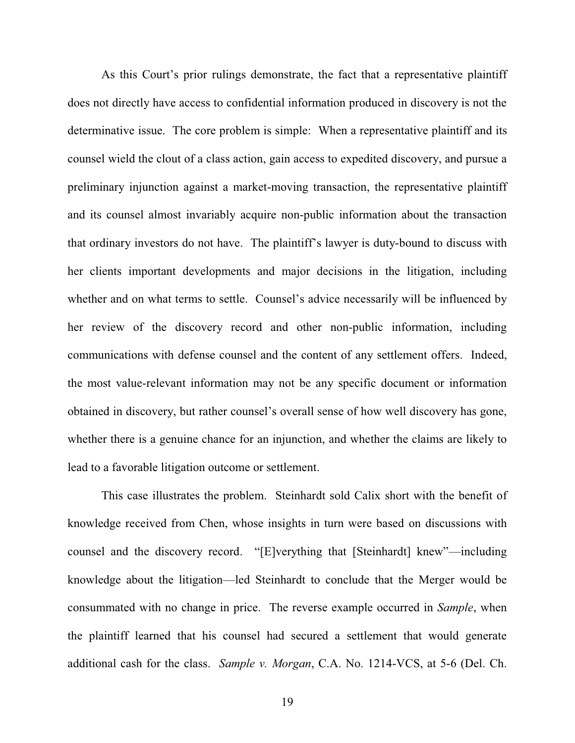As this Court's prior rulings demonstrate, the fact that a representative plaintiff does not directly have access to confidential information produced in discovery is not the determinative issue. The core problem is simple: When a representative plaintiff and its counsel wield the clout of a class action, gain access to expedited discovery, and pursue a preliminary injunction against a market-moving transaction, the representative plaintiff and its counsel almost invariably acquire non-public information about the transaction that ordinary investors do not have. The plaintiff's lawyer is duty-bound to discuss with her clients important developments and major decisions in the litigation, including whether and on what terms to settle. Counsel's advice necessarily will be influenced by her review of the discovery record and other non-public information, including communications with defense counsel and the content of any settlement offers. Indeed, the most value-relevant information may not be any specific document or information obtained in discovery, but rather counsel's overall sense of how well discovery has gone, whether there is a genuine chance for an injunction, and whether the claims are likely to lead to a favorable litigation outcome or settlement.

This case illustrates the problem. Steinhardt sold Calix short with the benefit of knowledge received from Chen, whose insights in turn were based on discussions with counsel and the discovery record. "[E]verything that [Steinhardt] knew"—including knowledge about the litigation—led Steinhardt to conclude that the Merger would be consummated with no change in price. The reverse example occurred in *Sample*, when the plaintiff learned that his counsel had secured a settlement that would generate additional cash for the class. *Sample v. Morgan*, C.A. No. 1214-VCS, at 5-6 (Del. Ch.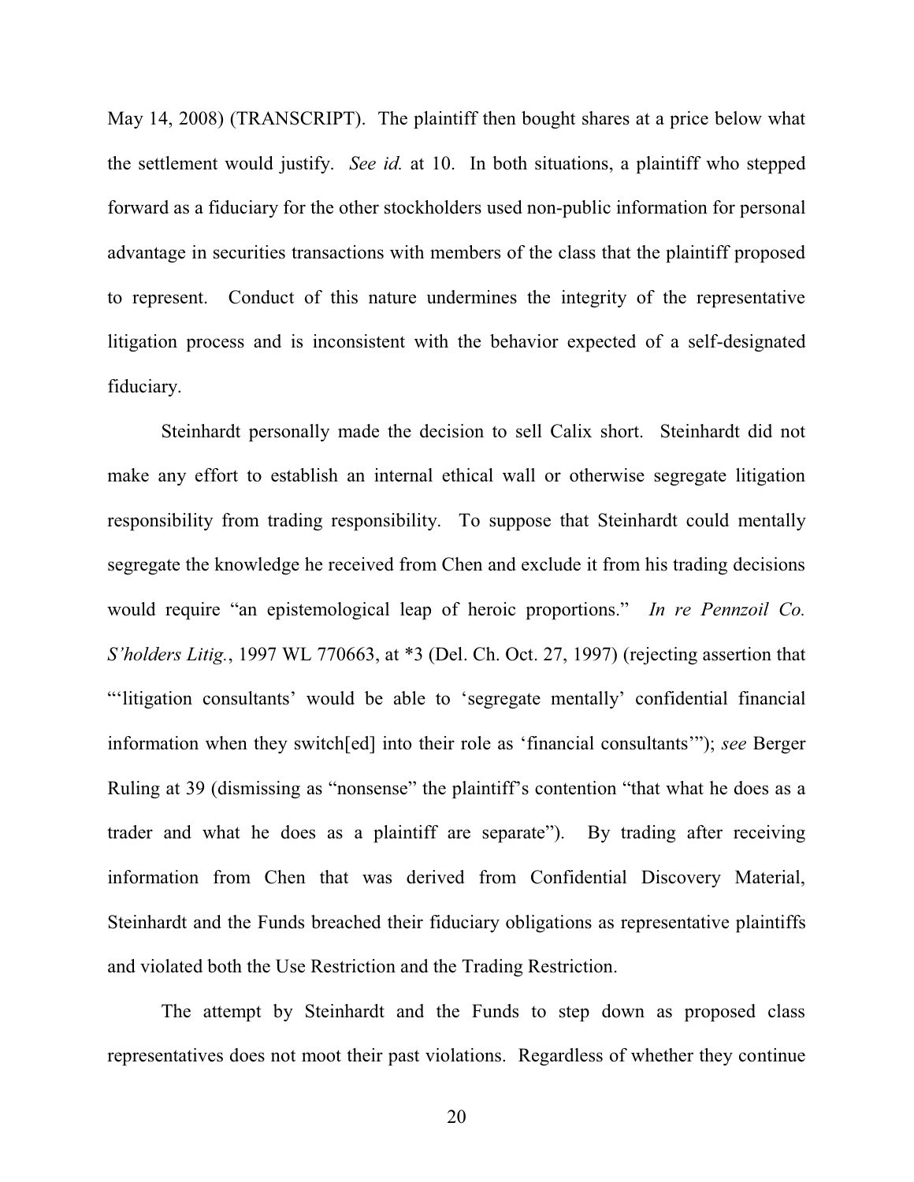May 14, 2008) (TRANSCRIPT). The plaintiff then bought shares at a price below what the settlement would justify. *See id.* at 10. In both situations, a plaintiff who stepped forward as a fiduciary for the other stockholders used non-public information for personal advantage in securities transactions with members of the class that the plaintiff proposed to represent. Conduct of this nature undermines the integrity of the representative litigation process and is inconsistent with the behavior expected of a self-designated fiduciary.

Steinhardt personally made the decision to sell Calix short. Steinhardt did not make any effort to establish an internal ethical wall or otherwise segregate litigation responsibility from trading responsibility. To suppose that Steinhardt could mentally segregate the knowledge he received from Chen and exclude it from his trading decisions would require "an epistemological leap of heroic proportions." *In re Pennzoil Co. S'holders Litig.*, 1997 WL 770663, at *3 (Del. Ch. Oct. 27, 1997) (rejecting assertion that "'litigation consultants' would be able to 'segregate mentally' confidential financial information when they switch[ed] into their role as 'financial consultants'"); *see* Berger Ruling at 39 (dismissing as "nonsense" the plaintiff's contention "that what he does as a trader and what he does as a plaintiff are separate"). By trading after receiving information from Chen that was derived from Confidential Discovery Material, Steinhardt and the Funds breached their fiduciary obligations as representative plaintiffs and violated both the Use Restriction and the Trading Restriction.

The attempt by Steinhardt and the Funds to step down as proposed class representatives does not moot their past violations. Regardless of whether they continue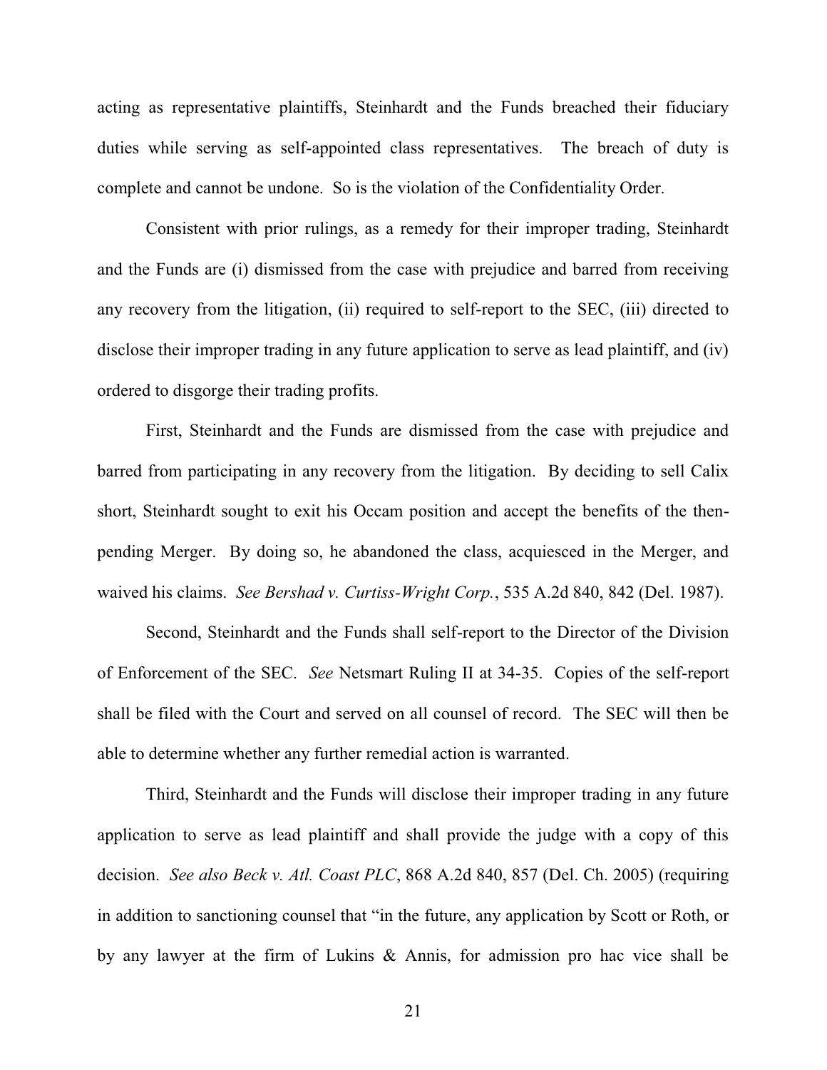acting as representative plaintiffs, Steinhardt and the Funds breached their fiduciary duties while serving as self-appointed class representatives. The breach of duty is complete and cannot be undone. So is the violation of the Confidentiality Order.

Consistent with prior rulings, as a remedy for their improper trading, Steinhardt and the Funds are (i) dismissed from the case with prejudice and barred from receiving any recovery from the litigation, (ii) required to self-report to the SEC, (iii) directed to disclose their improper trading in any future application to serve as lead plaintiff, and (iv) ordered to disgorge their trading profits.

First, Steinhardt and the Funds are dismissed from the case with prejudice and barred from participating in any recovery from the litigation. By deciding to sell Calix short, Steinhardt sought to exit his Occam position and accept the benefits of the then-pending Merger. By doing so, he abandoned the class, acquiesced in the Merger, and waived his claims. *See Bershad v. Curtiss-Wright Corp.*, 535 A.2d 840, 842 (Del. 1987).

Second, Steinhardt and the Funds shall self-report to the Director of the Division of Enforcement of the SEC. *See* Netsmart Ruling II at 34-35. Copies of the self-report shall be filed with the Court and served on all counsel of record. The SEC will then be able to determine whether any further remedial action is warranted.

Third, Steinhardt and the Funds will disclose their improper trading in any future application to serve as lead plaintiff and shall provide the judge with a copy of this decision. *See also Beck v. Atl. Coast PLC*, 868 A.2d 840, 857 (Del. Ch. 2005) (requiring in addition to sanctioning counsel that "in the future, any application by Scott or Roth, or by any lawyer at the firm of Lukins & Annis, for admission pro hac vice shall be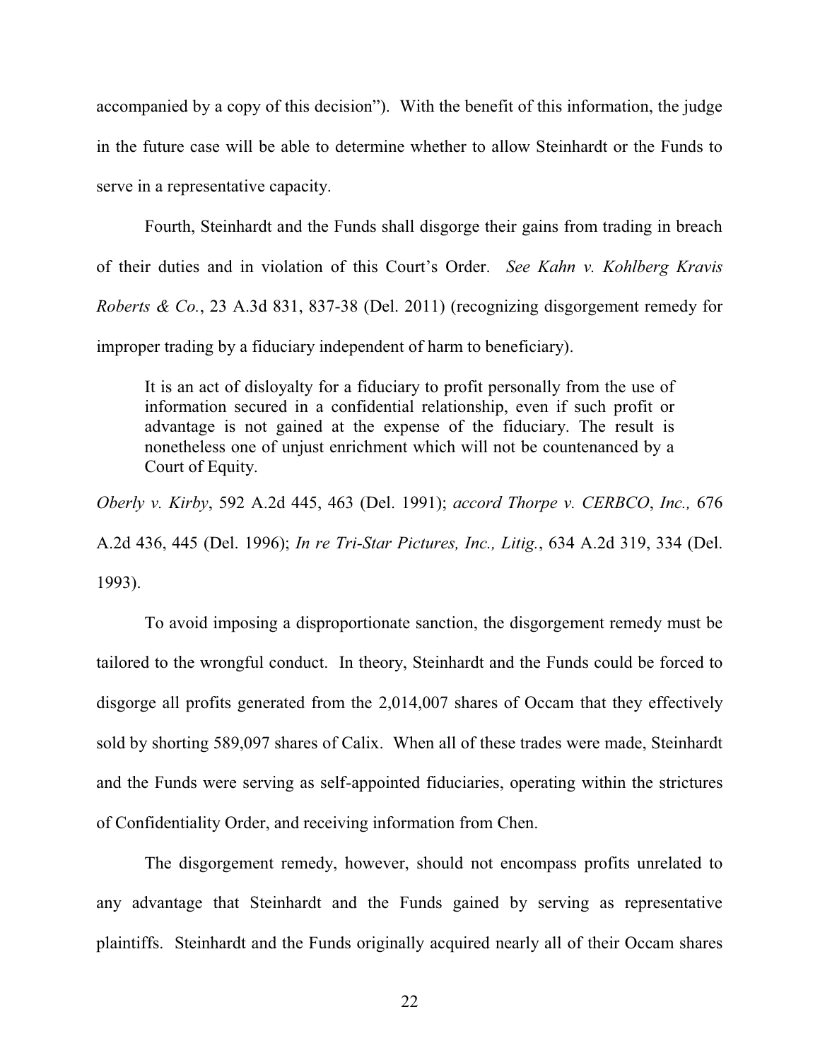accompanied by a copy of this decision"). With the benefit of this information, the judge in the future case will be able to determine whether to allow Steinhardt or the Funds to serve in a representative capacity.

Fourth, Steinhardt and the Funds shall disgorge their gains from trading in breach of their duties and in violation of this Court's Order. *See Kahn v. Kohlberg Kravis Roberts & Co.*, 23 A.3d 831, 837-38 (Del. 2011) (recognizing disgorgement remedy for improper trading by a fiduciary independent of harm to beneficiary).

> It is an act of disloyalty for a fiduciary to profit personally from the use of information secured in a confidential relationship, even if such profit or advantage is not gained at the expense of the fiduciary. The result is nonetheless one of unjust enrichment which will not be countenanced by a Court of Equity.

*Oberly v. Kirby*, 592 A.2d 445, 463 (Del. 1991); *accord Thorpe v. CERBCO*, *Inc.,* 676 A.2d 436, 445 (Del. 1996); *In re Tri-Star Pictures, Inc., Litig.*, 634 A.2d 319, 334 (Del. 1993).

To avoid imposing a disproportionate sanction, the disgorgement remedy must be tailored to the wrongful conduct. In theory, Steinhardt and the Funds could be forced to disgorge all profits generated from the 2,014,007 shares of Occam that they effectively sold by shorting 589,097 shares of Calix. When all of these trades were made, Steinhardt and the Funds were serving as self-appointed fiduciaries, operating within the strictures of Confidentiality Order, and receiving information from Chen.

The disgorgement remedy, however, should not encompass profits unrelated to any advantage that Steinhardt and the Funds gained by serving as representative plaintiffs. Steinhardt and the Funds originally acquired nearly all of their Occam shares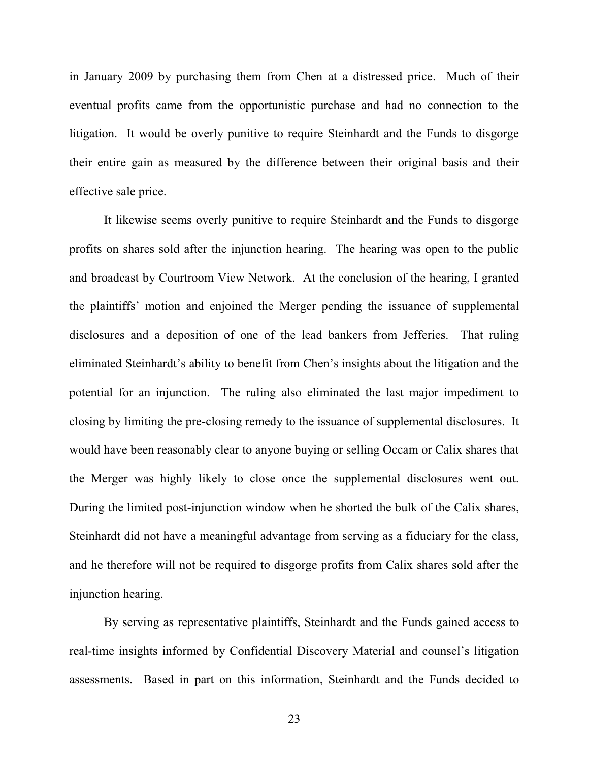in January 2009 by purchasing them from Chen at a distressed price. Much of their eventual profits came from the opportunistic purchase and had no connection to the litigation. It would be overly punitive to require Steinhardt and the Funds to disgorge their entire gain as measured by the difference between their original basis and their effective sale price.

It likewise seems overly punitive to require Steinhardt and the Funds to disgorge profits on shares sold after the injunction hearing. The hearing was open to the public and broadcast by Courtroom View Network. At the conclusion of the hearing, I granted the plaintiffs' motion and enjoined the Merger pending the issuance of supplemental disclosures and a deposition of one of the lead bankers from Jefferies. That ruling eliminated Steinhardt's ability to benefit from Chen's insights about the litigation and the potential for an injunction. The ruling also eliminated the last major impediment to closing by limiting the pre-closing remedy to the issuance of supplemental disclosures. It would have been reasonably clear to anyone buying or selling Occam or Calix shares that the Merger was highly likely to close once the supplemental disclosures went out. During the limited post-injunction window when he shorted the bulk of the Calix shares, Steinhardt did not have a meaningful advantage from serving as a fiduciary for the class, and he therefore will not be required to disgorge profits from Calix shares sold after the injunction hearing.

By serving as representative plaintiffs, Steinhardt and the Funds gained access to real-time insights informed by Confidential Discovery Material and counsel's litigation assessments. Based in part on this information, Steinhardt and the Funds decided to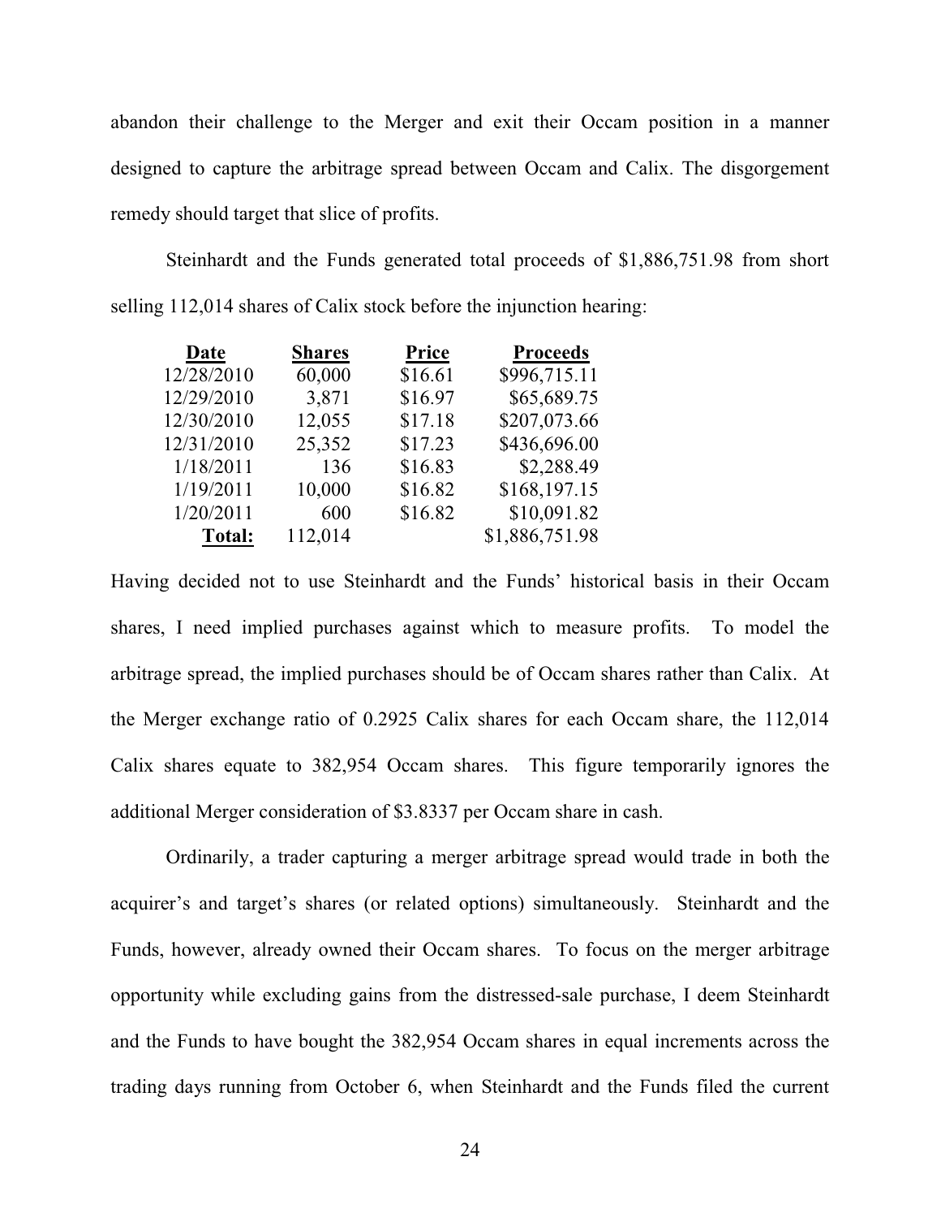abandon their challenge to the Merger and exit their Occam position in a manner designed to capture the arbitrage spread between Occam and Calix. The disgorgement remedy should target that slice of profits.

Steinhardt and the Funds generated total proceeds of $1,886,751.98 from short selling 112,014 shares of Calix stock before the injunction hearing:

| Date | Shares | Price | Proceeds |
|---|---|---|---|
| 12/28/2010 | 60,000 | $16.61 | $996,715.11 |
| 12/29/2010 | 3,871 | $16.97 | $65,689.75 |
| 12/30/2010 | 12,055 | $17.18 | $207,073.66 |
| 12/31/2010 | 25,352 | $17.23 | $436,696.00 |
| 1/18/2011 | 136 | $16.83 | $2,288.49 |
| 1/19/2011 | 10,000 | $16.82 | $168,197.15 |
| 1/20/2011 | 600 | $16.82 | $10,091.82 |
| **Total:** | 112,014 | | $1,886,751.98 |

Having decided not to use Steinhardt and the Funds' historical basis in their Occam shares, I need implied purchases against which to measure profits. To model the arbitrage spread, the implied purchases should be of Occam shares rather than Calix. At the Merger exchange ratio of 0.2925 Calix shares for each Occam share, the 112,014 Calix shares equate to 382,954 Occam shares. This figure temporarily ignores the additional Merger consideration of $3.8337 per Occam share in cash.

Ordinarily, a trader capturing a merger arbitrage spread would trade in both the acquirer's and target's shares (or related options) simultaneously. Steinhardt and the Funds, however, already owned their Occam shares. To focus on the merger arbitrage opportunity while excluding gains from the distressed-sale purchase, I deem Steinhardt and the Funds to have bought the 382,954 Occam shares in equal increments across the trading days running from October 6, when Steinhardt and the Funds filed the current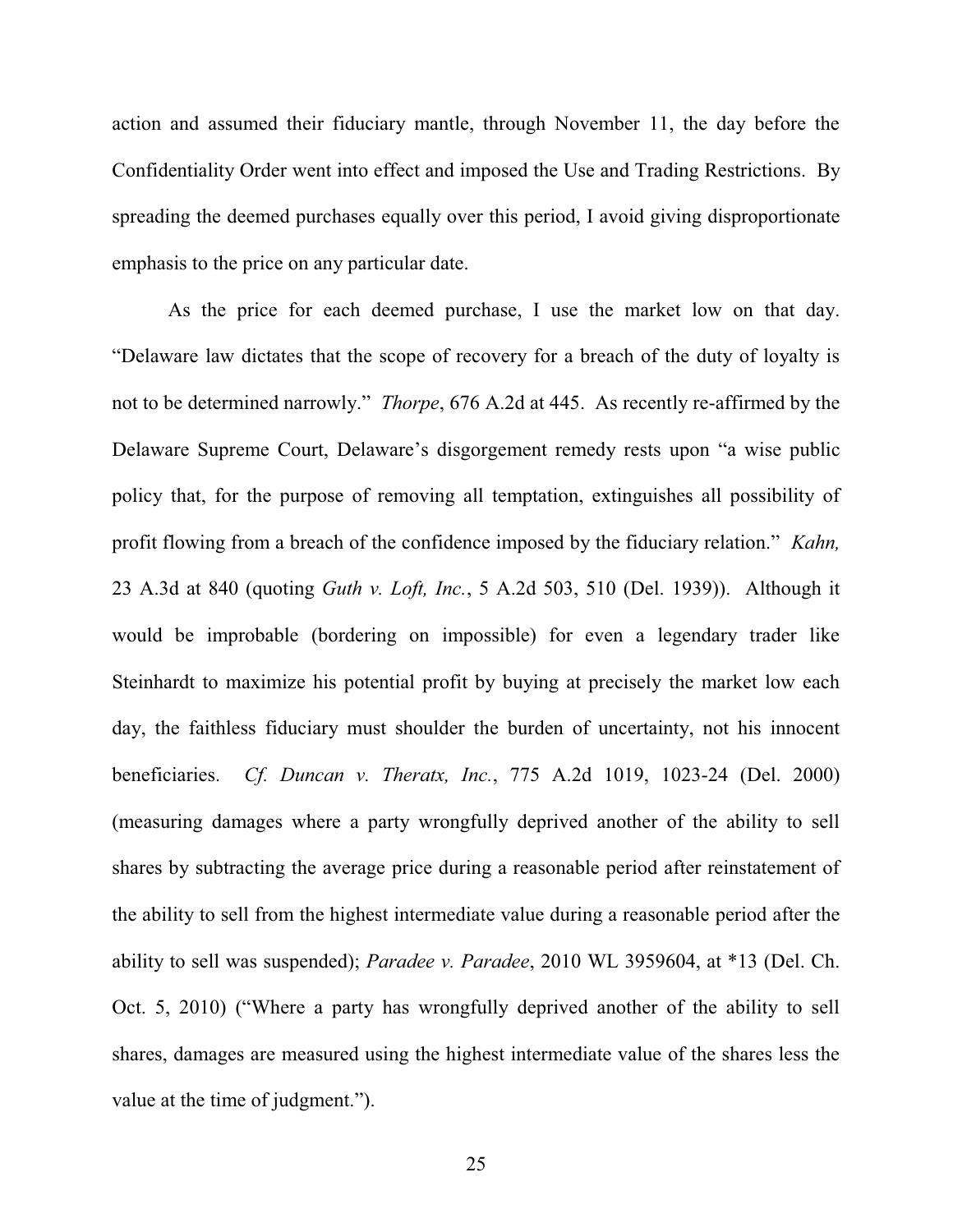action and assumed their fiduciary mantle, through November 11, the day before the Confidentiality Order went into effect and imposed the Use and Trading Restrictions. By spreading the deemed purchases equally over this period, I avoid giving disproportionate emphasis to the price on any particular date.

As the price for each deemed purchase, I use the market low on that day. "Delaware law dictates that the scope of recovery for a breach of the duty of loyalty is not to be determined narrowly." *Thorpe*, 676 A.2d at 445. As recently re-affirmed by the Delaware Supreme Court, Delaware's disgorgement remedy rests upon "a wise public policy that, for the purpose of removing all temptation, extinguishes all possibility of profit flowing from a breach of the confidence imposed by the fiduciary relation." *Kahn,* 23 A.3d at 840 (quoting *Guth v. Loft, Inc.*, 5 A.2d 503, 510 (Del. 1939)). Although it would be improbable (bordering on impossible) for even a legendary trader like Steinhardt to maximize his potential profit by buying at precisely the market low each day, the faithless fiduciary must shoulder the burden of uncertainty, not his innocent beneficiaries. *Cf. Duncan v. Theratx, Inc.*, 775 A.2d 1019, 1023-24 (Del. 2000) (measuring damages where a party wrongfully deprived another of the ability to sell shares by subtracting the average price during a reasonable period after reinstatement of the ability to sell from the highest intermediate value during a reasonable period after the ability to sell was suspended); *Paradee v. Paradee*, 2010 WL 3959604, at *13 (Del. Ch. Oct. 5, 2010) ("Where a party has wrongfully deprived another of the ability to sell shares, damages are measured using the highest intermediate value of the shares less the value at the time of judgment.").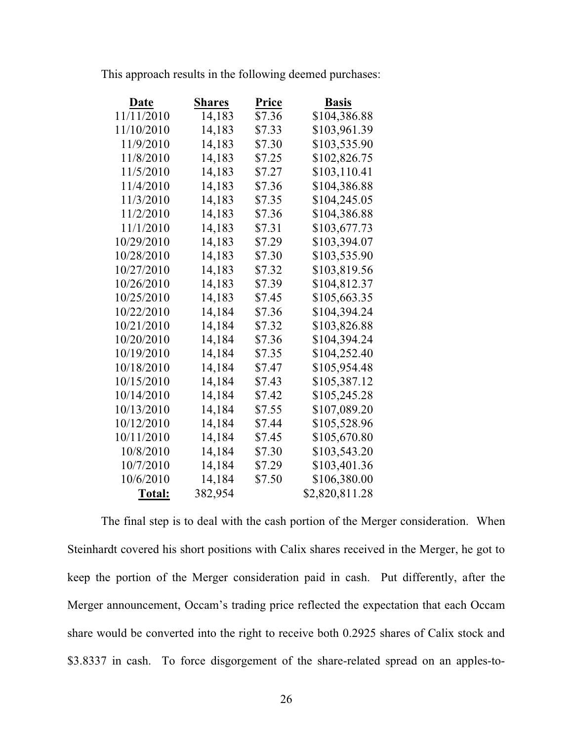This approach results in the following deemed purchases:

| Date | Shares | Price | Basis |
|---|---|---|---|
| 11/11/2010 | 14,183 | $7.36 | $104,386.88 |
| 11/10/2010 | 14,183 | $7.33 | $103,961.39 |
| 11/9/2010 | 14,183 | $7.30 | $103,535.90 |
| 11/8/2010 | 14,183 | $7.25 | $102,826.75 |
| 11/5/2010 | 14,183 | $7.27 | $103,110.41 |
| 11/4/2010 | 14,183 | $7.36 | $104,386.88 |
| 11/3/2010 | 14,183 | $7.35 | $104,245.05 |
| 11/2/2010 | 14,183 | $7.36 | $104,386.88 |
| 11/1/2010 | 14,183 | $7.31 | $103,677.73 |
| 10/29/2010 | 14,183 | $7.29 | $103,394.07 |
| 10/28/2010 | 14,183 | $7.30 | $103,535.90 |
| 10/27/2010 | 14,183 | $7.32 | $103,819.56 |
| 10/26/2010 | 14,183 | $7.39 | $104,812.37 |
| 10/25/2010 | 14,183 | $7.45 | $105,663.35 |
| 10/22/2010 | 14,184 | $7.36 | $104,394.24 |
| 10/21/2010 | 14,184 | $7.32 | $103,826.88 |
| 10/20/2010 | 14,184 | $7.36 | $104,394.24 |
| 10/19/2010 | 14,184 | $7.35 | $104,252.40 |
| 10/18/2010 | 14,184 | $7.47 | $105,954.48 |
| 10/15/2010 | 14,184 | $7.43 | $105,387.12 |
| 10/14/2010 | 14,184 | $7.42 | $105,245.28 |
| 10/13/2010 | 14,184 | $7.55 | $107,089.20 |
| 10/12/2010 | 14,184 | $7.44 | $105,528.96 |
| 10/11/2010 | 14,184 | $7.45 | $105,670.80 |
| 10/8/2010 | 14,184 | $7.30 | $103,543.20 |
| 10/7/2010 | 14,184 | $7.29 | $103,401.36 |
| 10/6/2010 | 14,184 | $7.50 | $106,380.00 |
| **Total:** | 382,954 | | $2,820,811.28 |

The final step is to deal with the cash portion of the Merger consideration. When Steinhardt covered his short positions with Calix shares received in the Merger, he got to keep the portion of the Merger consideration paid in cash. Put differently, after the Merger announcement, Occam's trading price reflected the expectation that each Occam share would be converted into the right to receive both 0.2925 shares of Calix stock and $3.8337 in cash. To force disgorgement of the share-related spread on an apples-to-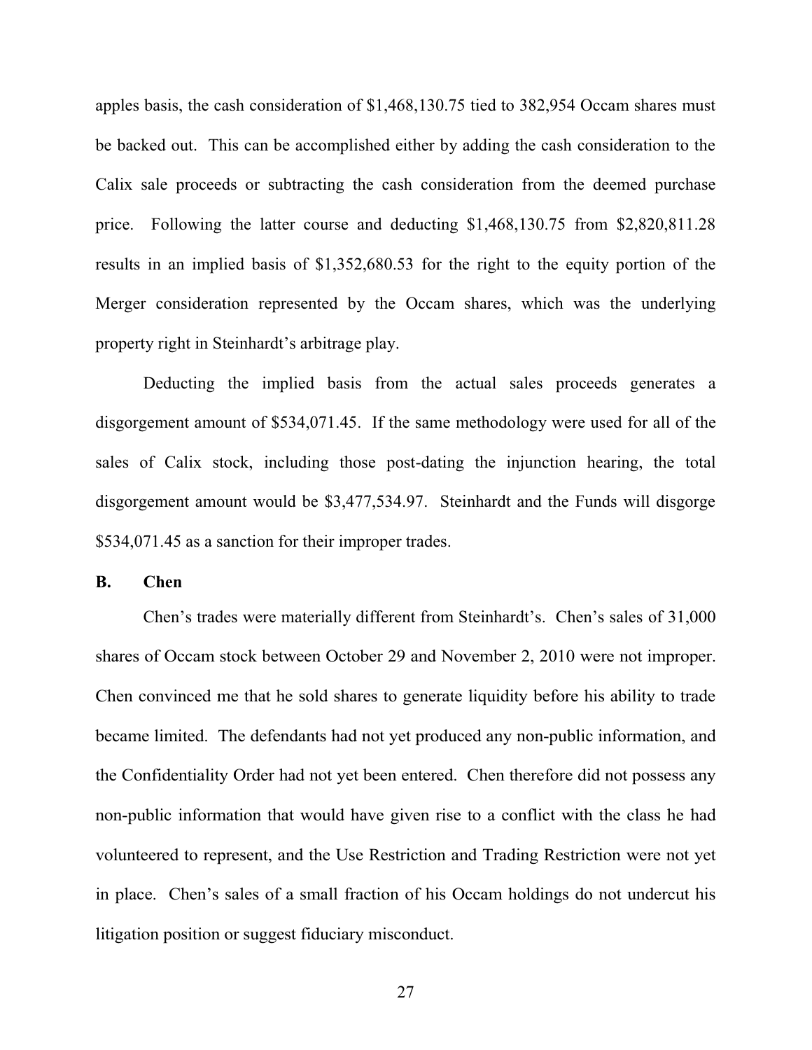apples basis, the cash consideration of $1,468,130.75 tied to 382,954 Occam shares must be backed out. This can be accomplished either by adding the cash consideration to the Calix sale proceeds or subtracting the cash consideration from the deemed purchase price. Following the latter course and deducting $1,468,130.75 from $2,820,811.28 results in an implied basis of $1,352,680.53 for the right to the equity portion of the Merger consideration represented by the Occam shares, which was the underlying property right in Steinhardt's arbitrage play.

Deducting the implied basis from the actual sales proceeds generates a disgorgement amount of $534,071.45. If the same methodology were used for all of the sales of Calix stock, including those post-dating the injunction hearing, the total disgorgement amount would be $3,477,534.97. Steinhardt and the Funds will disgorge $534,071.45 as a sanction for their improper trades.

### B. Chen

Chen's trades were materially different from Steinhardt's. Chen's sales of 31,000 shares of Occam stock between October 29 and November 2, 2010 were not improper. Chen convinced me that he sold shares to generate liquidity before his ability to trade became limited. The defendants had not yet produced any non-public information, and the Confidentiality Order had not yet been entered. Chen therefore did not possess any non-public information that would have given rise to a conflict with the class he had volunteered to represent, and the Use Restriction and Trading Restriction were not yet in place. Chen's sales of a small fraction of his Occam holdings do not undercut his litigation position or suggest fiduciary misconduct.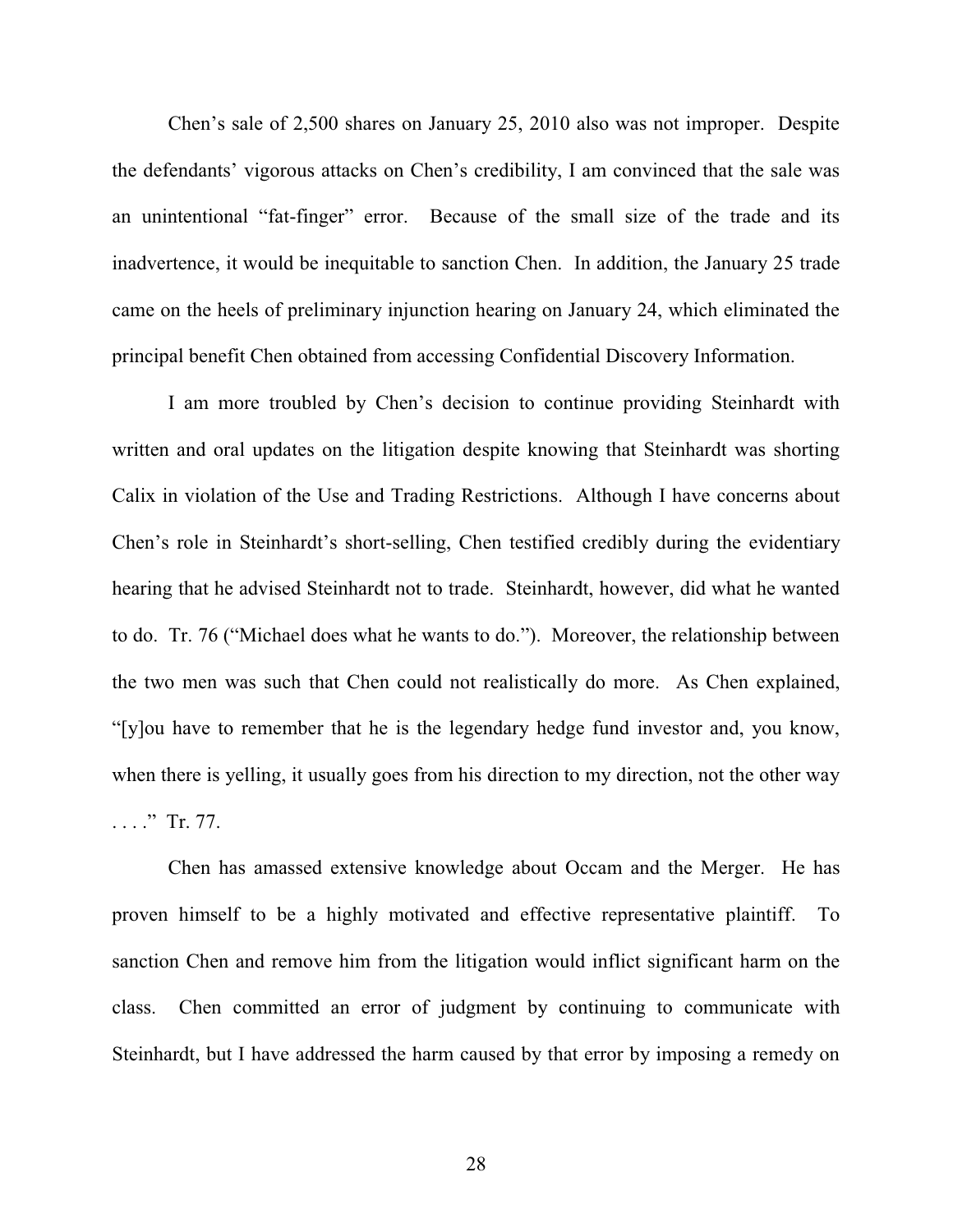Chen's sale of 2,500 shares on January 25, 2010 also was not improper. Despite the defendants' vigorous attacks on Chen's credibility, I am convinced that the sale was an unintentional "fat-finger" error. Because of the small size of the trade and its inadvertence, it would be inequitable to sanction Chen. In addition, the January 25 trade came on the heels of preliminary injunction hearing on January 24, which eliminated the principal benefit Chen obtained from accessing Confidential Discovery Information.

I am more troubled by Chen's decision to continue providing Steinhardt with written and oral updates on the litigation despite knowing that Steinhardt was shorting Calix in violation of the Use and Trading Restrictions. Although I have concerns about Chen's role in Steinhardt's short-selling, Chen testified credibly during the evidentiary hearing that he advised Steinhardt not to trade. Steinhardt, however, did what he wanted to do. Tr. 76 ("Michael does what he wants to do."). Moreover, the relationship between the two men was such that Chen could not realistically do more. As Chen explained, "[y]ou have to remember that he is the legendary hedge fund investor and, you know, when there is yelling, it usually goes from his direction to my direction, not the other way . . . ." Tr. 77.

Chen has amassed extensive knowledge about Occam and the Merger. He has proven himself to be a highly motivated and effective representative plaintiff. To sanction Chen and remove him from the litigation would inflict significant harm on the class. Chen committed an error of judgment by continuing to communicate with Steinhardt, but I have addressed the harm caused by that error by imposing a remedy on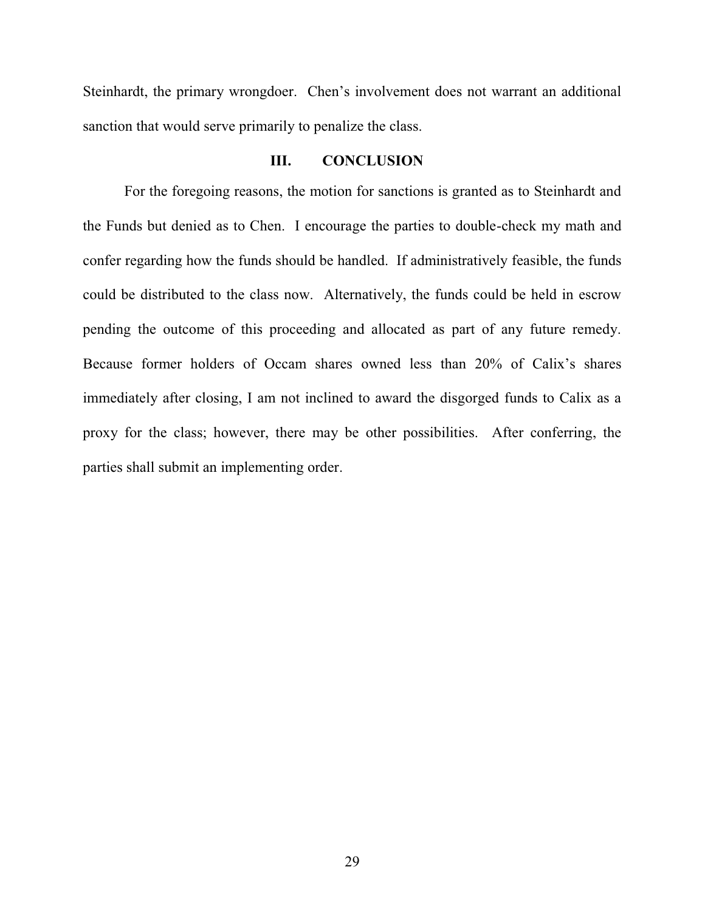Steinhardt, the primary wrongdoer. Chen's involvement does not warrant an additional sanction that would serve primarily to penalize the class.

## III. CONCLUSION

For the foregoing reasons, the motion for sanctions is granted as to Steinhardt and the Funds but denied as to Chen. I encourage the parties to double-check my math and confer regarding how the funds should be handled. If administratively feasible, the funds could be distributed to the class now. Alternatively, the funds could be held in escrow pending the outcome of this proceeding and allocated as part of any future remedy. Because former holders of Occam shares owned less than 20% of Calix's shares immediately after closing, I am not inclined to award the disgorged funds to Calix as a proxy for the class; however, there may be other possibilities. After conferring, the parties shall submit an implementing order.